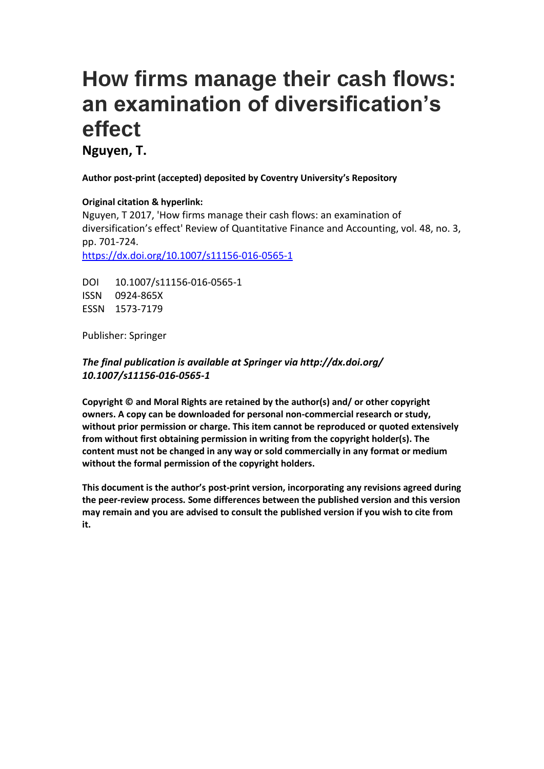# How firms manage their cash flows: an examination of diversification's effect

**Nguyen, T.**

**Author post-print (accepted) deposited by Coventry University's Repository**

**Original citation & hyperlink:**

Nguyen, T 2017, 'How firms manage their cash flows: an examination of diversification's effect' Review of Quantitative Finance and Accounting, vol. 48, no. 3, pp. 701-724.
https://dx.doi.org/10.1007/s11156-016-0565-1

DOI 10.1007/s11156-016-0565-1
ISSN 0924-865X
ESSN 1573-7179

Publisher: Springer

***The final publication is available at Springer via http://dx.doi.org/ 10.1007/s11156-016-0565-1***

**Copyright © and Moral Rights are retained by the author(s) and/ or other copyright owners. A copy can be downloaded for personal non-commercial research or study, without prior permission or charge. This item cannot be reproduced or quoted extensively from without first obtaining permission in writing from the copyright holder(s). The content must not be changed in any way or sold commercially in any format or medium without the formal permission of the copyright holders.**

**This document is the author's post-print version, incorporating any revisions agreed during the peer-review process. Some differences between the published version and this version may remain and you are advised to consult the published version if you wish to cite from it.**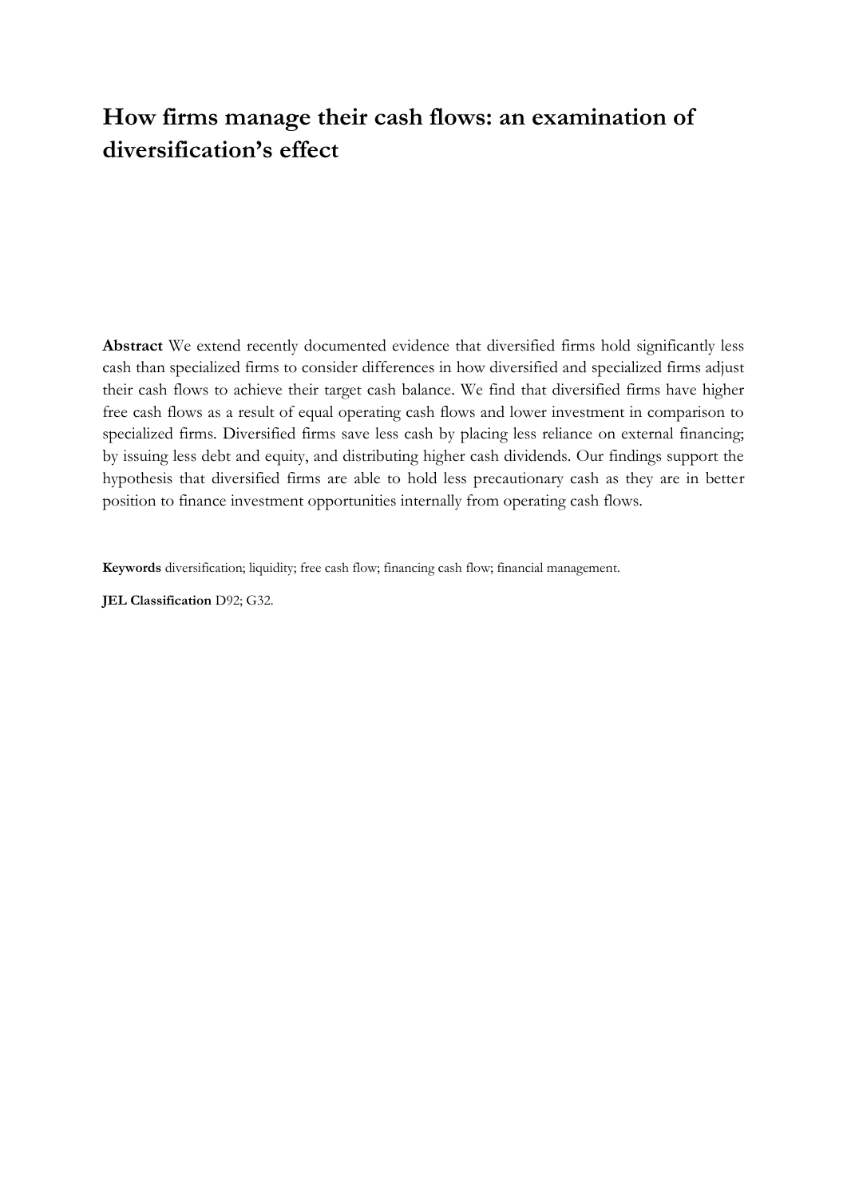# How firms manage their cash flows: an examination of diversification's effect

**Abstract** We extend recently documented evidence that diversified firms hold significantly less cash than specialized firms to consider differences in how diversified and specialized firms adjust their cash flows to achieve their target cash balance. We find that diversified firms have higher free cash flows as a result of equal operating cash flows and lower investment in comparison to specialized firms. Diversified firms save less cash by placing less reliance on external financing; by issuing less debt and equity, and distributing higher cash dividends. Our findings support the hypothesis that diversified firms are able to hold less precautionary cash as they are in better position to finance investment opportunities internally from operating cash flows.

**Keywords** diversification; liquidity; free cash flow; financing cash flow; financial management.

**JEL Classification** D92; G32.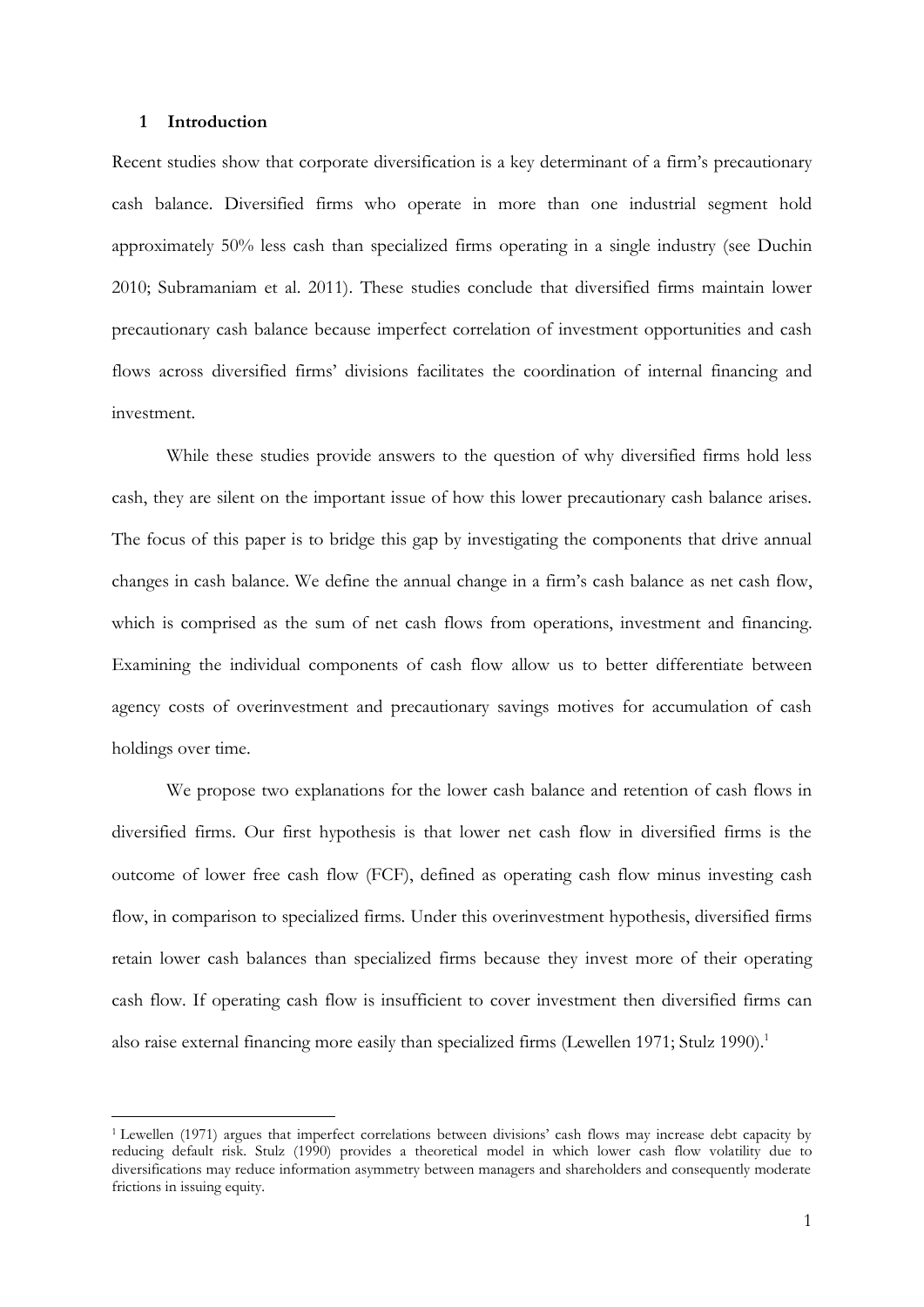## 1 Introduction

Recent studies show that corporate diversification is a key determinant of a firm's precautionary cash balance. Diversified firms who operate in more than one industrial segment hold approximately 50% less cash than specialized firms operating in a single industry (see Duchin 2010; Subramaniam et al. 2011). These studies conclude that diversified firms maintain lower precautionary cash balance because imperfect correlation of investment opportunities and cash flows across diversified firms' divisions facilitates the coordination of internal financing and investment.

While these studies provide answers to the question of why diversified firms hold less cash, they are silent on the important issue of how this lower precautionary cash balance arises. The focus of this paper is to bridge this gap by investigating the components that drive annual changes in cash balance. We define the annual change in a firm's cash balance as net cash flow, which is comprised as the sum of net cash flows from operations, investment and financing. Examining the individual components of cash flow allow us to better differentiate between agency costs of overinvestment and precautionary savings motives for accumulation of cash holdings over time.

We propose two explanations for the lower cash balance and retention of cash flows in diversified firms. Our first hypothesis is that lower net cash flow in diversified firms is the outcome of lower free cash flow (FCF), defined as operating cash flow minus investing cash flow, in comparison to specialized firms. Under this overinvestment hypothesis, diversified firms retain lower cash balances than specialized firms because they invest more of their operating cash flow. If operating cash flow is insufficient to cover investment then diversified firms can also raise external financing more easily than specialized firms (Lewellen 1971; Stulz 1990).[1]

[1] Lewellen (1971) argues that imperfect correlations between divisions' cash flows may increase debt capacity by reducing default risk. Stulz (1990) provides a theoretical model in which lower cash flow volatility due to diversifications may reduce information asymmetry between managers and shareholders and consequently moderate frictions in issuing equity.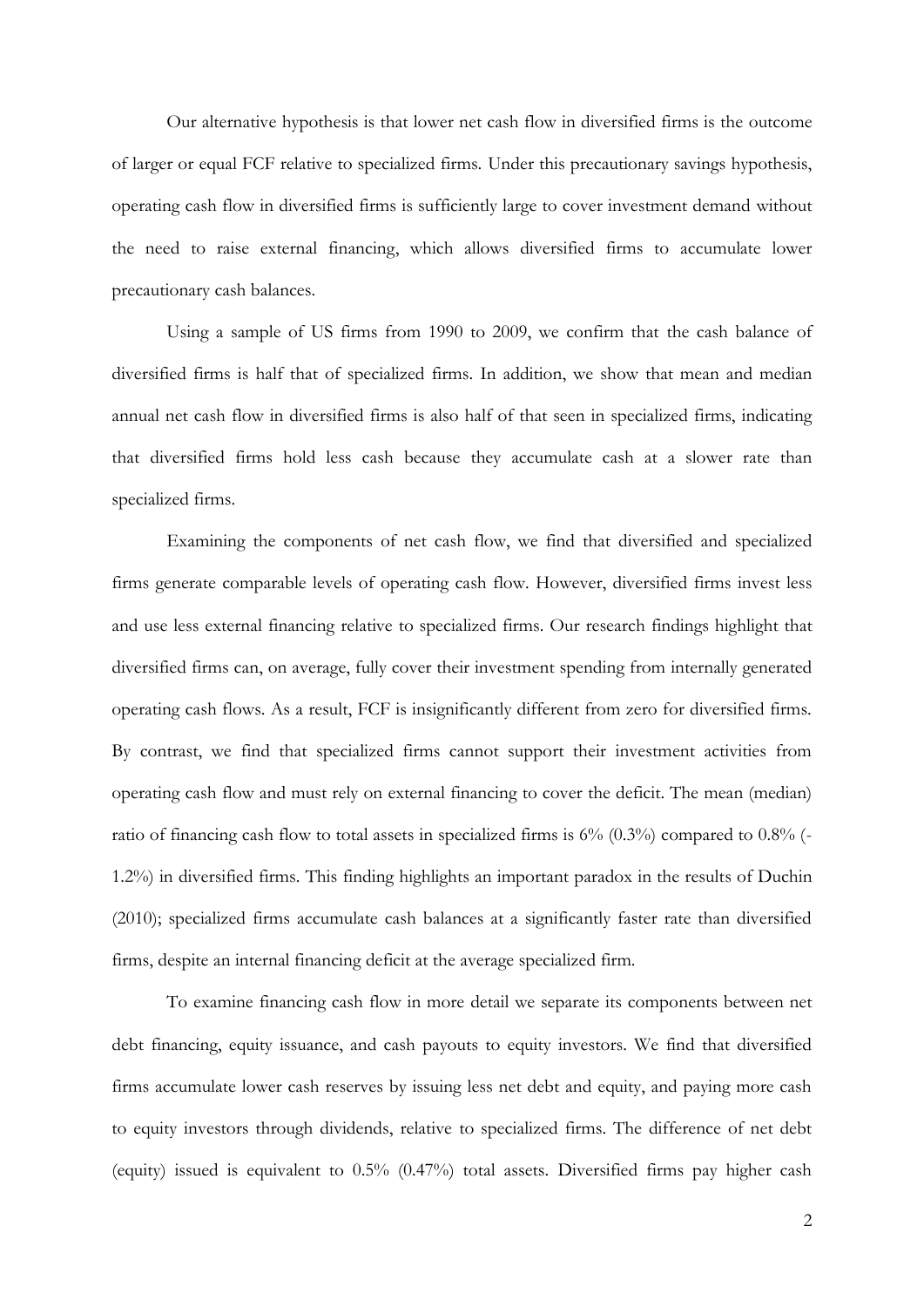Our alternative hypothesis is that lower net cash flow in diversified firms is the outcome of larger or equal FCF relative to specialized firms. Under this precautionary savings hypothesis, operating cash flow in diversified firms is sufficiently large to cover investment demand without the need to raise external financing, which allows diversified firms to accumulate lower precautionary cash balances.

Using a sample of US firms from 1990 to 2009, we confirm that the cash balance of diversified firms is half that of specialized firms. In addition, we show that mean and median annual net cash flow in diversified firms is also half of that seen in specialized firms, indicating that diversified firms hold less cash because they accumulate cash at a slower rate than specialized firms.

Examining the components of net cash flow, we find that diversified and specialized firms generate comparable levels of operating cash flow. However, diversified firms invest less and use less external financing relative to specialized firms. Our research findings highlight that diversified firms can, on average, fully cover their investment spending from internally generated operating cash flows. As a result, FCF is insignificantly different from zero for diversified firms. By contrast, we find that specialized firms cannot support their investment activities from operating cash flow and must rely on external financing to cover the deficit. The mean (median) ratio of financing cash flow to total assets in specialized firms is 6% (0.3%) compared to 0.8% (-1.2%) in diversified firms. This finding highlights an important paradox in the results of Duchin (2010); specialized firms accumulate cash balances at a significantly faster rate than diversified firms, despite an internal financing deficit at the average specialized firm.

To examine financing cash flow in more detail we separate its components between net debt financing, equity issuance, and cash payouts to equity investors. We find that diversified firms accumulate lower cash reserves by issuing less net debt and equity, and paying more cash to equity investors through dividends, relative to specialized firms. The difference of net debt (equity) issued is equivalent to 0.5% (0.47%) total assets. Diversified firms pay higher cash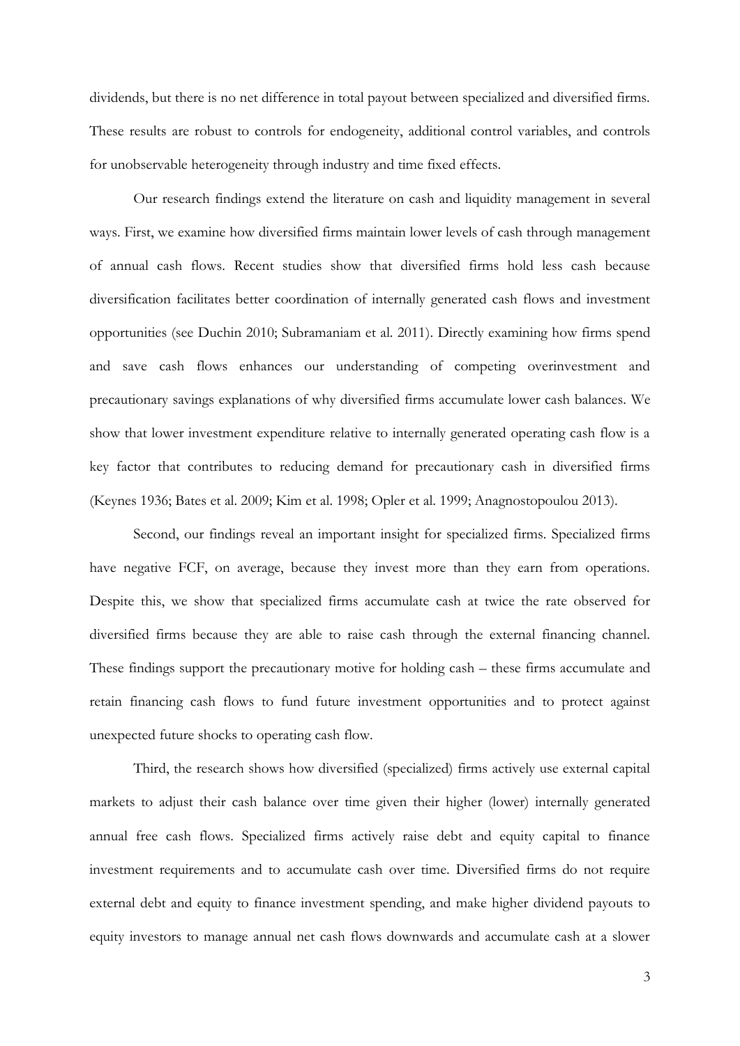dividends, but there is no net difference in total payout between specialized and diversified firms. These results are robust to controls for endogeneity, additional control variables, and controls for unobservable heterogeneity through industry and time fixed effects.

Our research findings extend the literature on cash and liquidity management in several ways. First, we examine how diversified firms maintain lower levels of cash through management of annual cash flows. Recent studies show that diversified firms hold less cash because diversification facilitates better coordination of internally generated cash flows and investment opportunities (see Duchin 2010; Subramaniam et al. 2011). Directly examining how firms spend and save cash flows enhances our understanding of competing overinvestment and precautionary savings explanations of why diversified firms accumulate lower cash balances. We show that lower investment expenditure relative to internally generated operating cash flow is a key factor that contributes to reducing demand for precautionary cash in diversified firms (Keynes 1936; Bates et al. 2009; Kim et al. 1998; Opler et al. 1999; Anagnostopoulou 2013).

Second, our findings reveal an important insight for specialized firms. Specialized firms have negative FCF, on average, because they invest more than they earn from operations. Despite this, we show that specialized firms accumulate cash at twice the rate observed for diversified firms because they are able to raise cash through the external financing channel. These findings support the precautionary motive for holding cash – these firms accumulate and retain financing cash flows to fund future investment opportunities and to protect against unexpected future shocks to operating cash flow.

Third, the research shows how diversified (specialized) firms actively use external capital markets to adjust their cash balance over time given their higher (lower) internally generated annual free cash flows. Specialized firms actively raise debt and equity capital to finance investment requirements and to accumulate cash over time. Diversified firms do not require external debt and equity to finance investment spending, and make higher dividend payouts to equity investors to manage annual net cash flows downwards and accumulate cash at a slower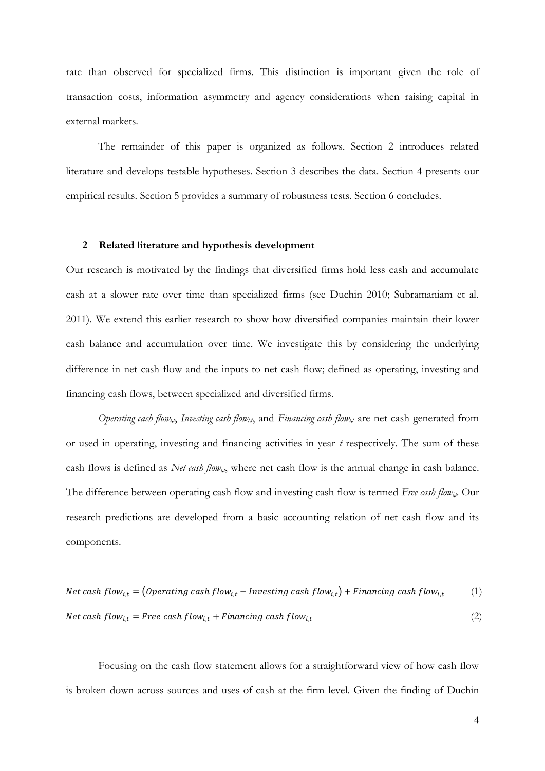rate than observed for specialized firms. This distinction is important given the role of transaction costs, information asymmetry and agency considerations when raising capital in external markets.

The remainder of this paper is organized as follows. Section 2 introduces related literature and develops testable hypotheses. Section 3 describes the data. Section 4 presents our empirical results. Section 5 provides a summary of robustness tests. Section 6 concludes.

## 2 Related literature and hypothesis development

Our research is motivated by the findings that diversified firms hold less cash and accumulate cash at a slower rate over time than specialized firms (see Duchin 2010; Subramaniam et al. 2011). We extend this earlier research to show how diversified companies maintain their lower cash balance and accumulation over time. We investigate this by considering the underlying difference in net cash flow and the inputs to net cash flow; defined as operating, investing and financing cash flows, between specialized and diversified firms.

*Operating cash flow*$_{i,t}$, *Investing cash flow*$_{i,t}$, and *Financing cash flow*$_{i,t}$ are net cash generated from or used in operating, investing and financing activities in year *t* respectively. The sum of these cash flows is defined as *Net cash flow*$_{i,t}$, where net cash flow is the annual change in cash balance. The difference between operating cash flow and investing cash flow is termed *Free cash flow*$_{i,t}$. Our research predictions are developed from a basic accounting relation of net cash flow and its components.

$$Net\ cash\ flow_{i,t} = \left(Operating\ cash\ flow_{i,t} - Investing\ cash\ flow_{i,t}\right) + Financing\ cash\ flow_{i,t} \quad (1)$$

$$Net\ cash\ flow_{i,t} = Free\ cash\ flow_{i,t} + Financing\ cash\ flow_{i,t} \quad (2)$$

Focusing on the cash flow statement allows for a straightforward view of how cash flow is broken down across sources and uses of cash at the firm level. Given the finding of Duchin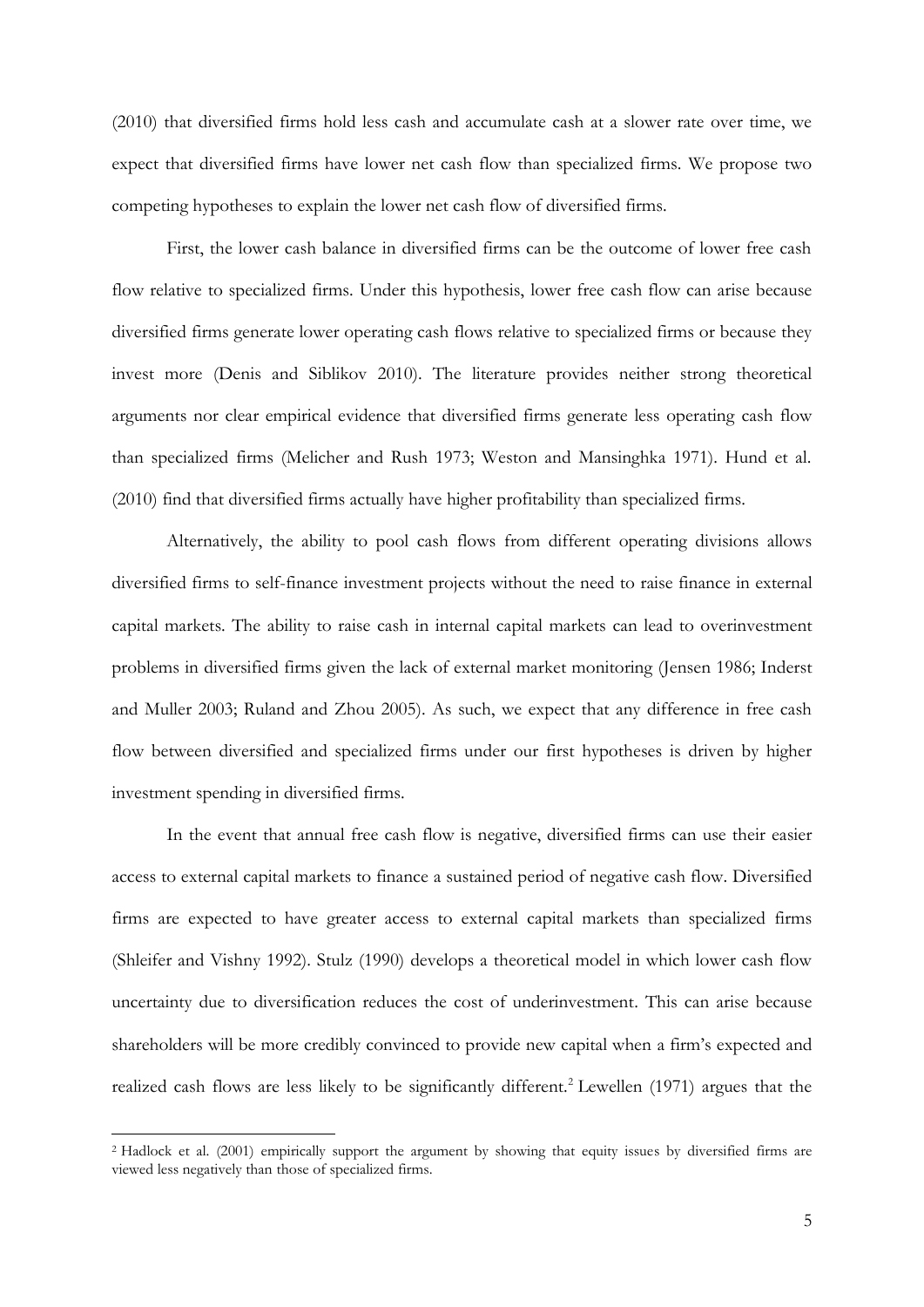(2010) that diversified firms hold less cash and accumulate cash at a slower rate over time, we expect that diversified firms have lower net cash flow than specialized firms. We propose two competing hypotheses to explain the lower net cash flow of diversified firms.

First, the lower cash balance in diversified firms can be the outcome of lower free cash flow relative to specialized firms. Under this hypothesis, lower free cash flow can arise because diversified firms generate lower operating cash flows relative to specialized firms or because they invest more (Denis and Siblikov 2010). The literature provides neither strong theoretical arguments nor clear empirical evidence that diversified firms generate less operating cash flow than specialized firms (Melicher and Rush 1973; Weston and Mansinghka 1971). Hund et al. (2010) find that diversified firms actually have higher profitability than specialized firms.

Alternatively, the ability to pool cash flows from different operating divisions allows diversified firms to self-finance investment projects without the need to raise finance in external capital markets. The ability to raise cash in internal capital markets can lead to overinvestment problems in diversified firms given the lack of external market monitoring (Jensen 1986; Inderst and Muller 2003; Ruland and Zhou 2005). As such, we expect that any difference in free cash flow between diversified and specialized firms under our first hypotheses is driven by higher investment spending in diversified firms.

In the event that annual free cash flow is negative, diversified firms can use their easier access to external capital markets to finance a sustained period of negative cash flow. Diversified firms are expected to have greater access to external capital markets than specialized firms (Shleifer and Vishny 1992). Stulz (1990) develops a theoretical model in which lower cash flow uncertainty due to diversification reduces the cost of underinvestment. This can arise because shareholders will be more credibly convinced to provide new capital when a firm's expected and realized cash flows are less likely to be significantly different.[2] Lewellen (1971) argues that the

[2] Hadlock et al. (2001) empirically support the argument by showing that equity issues by diversified firms are viewed less negatively than those of specialized firms.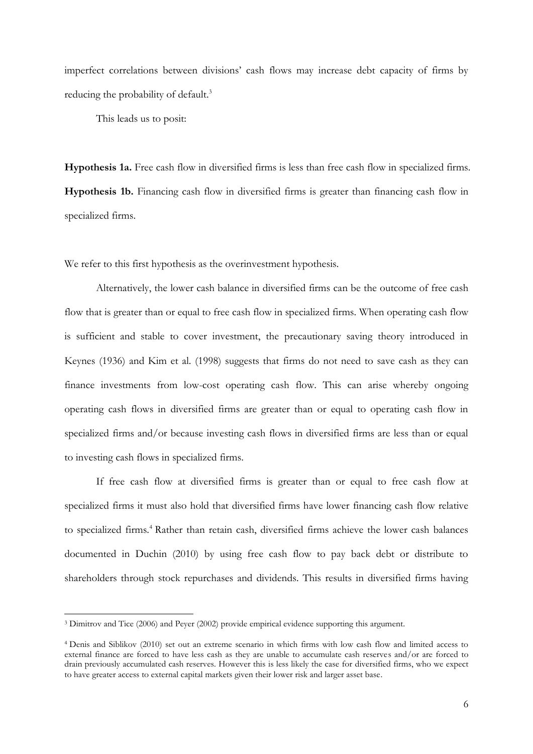imperfect correlations between divisions' cash flows may increase debt capacity of firms by reducing the probability of default.[3]

This leads us to posit:

**Hypothesis 1a.** Free cash flow in diversified firms is less than free cash flow in specialized firms.
**Hypothesis 1b.** Financing cash flow in diversified firms is greater than financing cash flow in specialized firms.

We refer to this first hypothesis as the overinvestment hypothesis.

Alternatively, the lower cash balance in diversified firms can be the outcome of free cash flow that is greater than or equal to free cash flow in specialized firms. When operating cash flow is sufficient and stable to cover investment, the precautionary saving theory introduced in Keynes (1936) and Kim et al. (1998) suggests that firms do not need to save cash as they can finance investments from low-cost operating cash flow. This can arise whereby ongoing operating cash flows in diversified firms are greater than or equal to operating cash flow in specialized firms and/or because investing cash flows in diversified firms are less than or equal to investing cash flows in specialized firms.

If free cash flow at diversified firms is greater than or equal to free cash flow at specialized firms it must also hold that diversified firms have lower financing cash flow relative to specialized firms.[4] Rather than retain cash, diversified firms achieve the lower cash balances documented in Duchin (2010) by using free cash flow to pay back debt or distribute to shareholders through stock repurchases and dividends. This results in diversified firms having

---

[3] Dimitrov and Tice (2006) and Peyer (2002) provide empirical evidence supporting this argument.

[4] Denis and Siblikov (2010) set out an extreme scenario in which firms with low cash flow and limited access to external finance are forced to have less cash as they are unable to accumulate cash reserves and/or are forced to drain previously accumulated cash reserves. However this is less likely the case for diversified firms, who we expect to have greater access to external capital markets given their lower risk and larger asset base.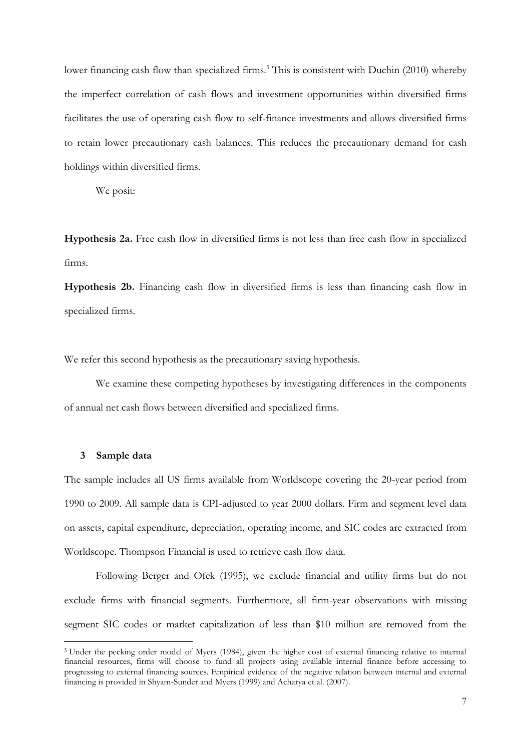lower financing cash flow than specialized firms.[5] This is consistent with Duchin (2010) whereby the imperfect correlation of cash flows and investment opportunities within diversified firms facilitates the use of operating cash flow to self-finance investments and allows diversified firms to retain lower precautionary cash balances. This reduces the precautionary demand for cash holdings within diversified firms.

We posit:

**Hypothesis 2a.** Free cash flow in diversified firms is not less than free cash flow in specialized firms.

**Hypothesis 2b.** Financing cash flow in diversified firms is less than financing cash flow in specialized firms.

We refer this second hypothesis as the precautionary saving hypothesis.

We examine these competing hypotheses by investigating differences in the components of annual net cash flows between diversified and specialized firms.

## 3 Sample data

The sample includes all US firms available from Worldscope covering the 20-year period from 1990 to 2009. All sample data is CPI-adjusted to year 2000 dollars. Firm and segment level data on assets, capital expenditure, depreciation, operating income, and SIC codes are extracted from Worldscope. Thompson Financial is used to retrieve cash flow data.

Following Berger and Ofek (1995), we exclude financial and utility firms but do not exclude firms with financial segments. Furthermore, all firm-year observations with missing segment SIC codes or market capitalization of less than $10 million are removed from the

[5] Under the pecking order model of Myers (1984), given the higher cost of external financing relative to internal financial resources, firms will choose to fund all projects using available internal finance before accessing to progressing to external financing sources. Empirical evidence of the negative relation between internal and external financing is provided in Shyam-Sunder and Myers (1999) and Acharya et al. (2007).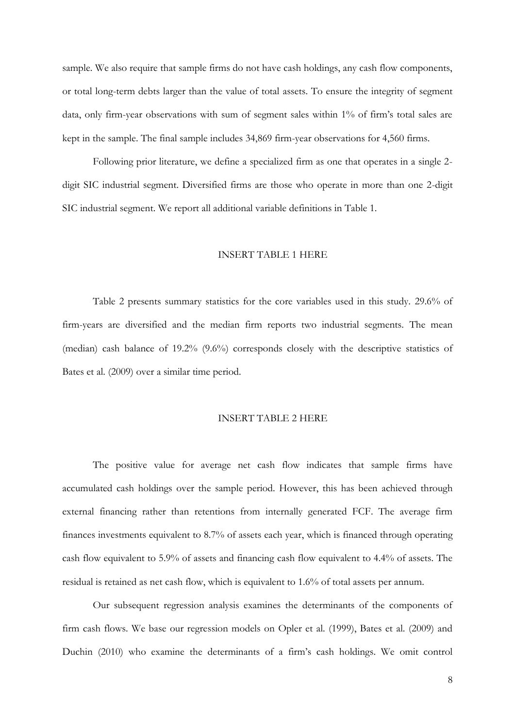sample. We also require that sample firms do not have cash holdings, any cash flow components, or total long-term debts larger than the value of total assets. To ensure the integrity of segment data, only firm-year observations with sum of segment sales within 1% of firm's total sales are kept in the sample. The final sample includes 34,869 firm-year observations for 4,560 firms.

Following prior literature, we define a specialized firm as one that operates in a single 2-digit SIC industrial segment. Diversified firms are those who operate in more than one 2-digit SIC industrial segment. We report all additional variable definitions in Table 1.

INSERT TABLE 1 HERE

Table 2 presents summary statistics for the core variables used in this study. 29.6% of firm-years are diversified and the median firm reports two industrial segments. The mean (median) cash balance of 19.2% (9.6%) corresponds closely with the descriptive statistics of Bates et al. (2009) over a similar time period.

INSERT TABLE 2 HERE

The positive value for average net cash flow indicates that sample firms have accumulated cash holdings over the sample period. However, this has been achieved through external financing rather than retentions from internally generated FCF. The average firm finances investments equivalent to 8.7% of assets each year, which is financed through operating cash flow equivalent to 5.9% of assets and financing cash flow equivalent to 4.4% of assets. The residual is retained as net cash flow, which is equivalent to 1.6% of total assets per annum.

Our subsequent regression analysis examines the determinants of the components of firm cash flows. We base our regression models on Opler et al. (1999), Bates et al. (2009) and Duchin (2010) who examine the determinants of a firm's cash holdings. We omit control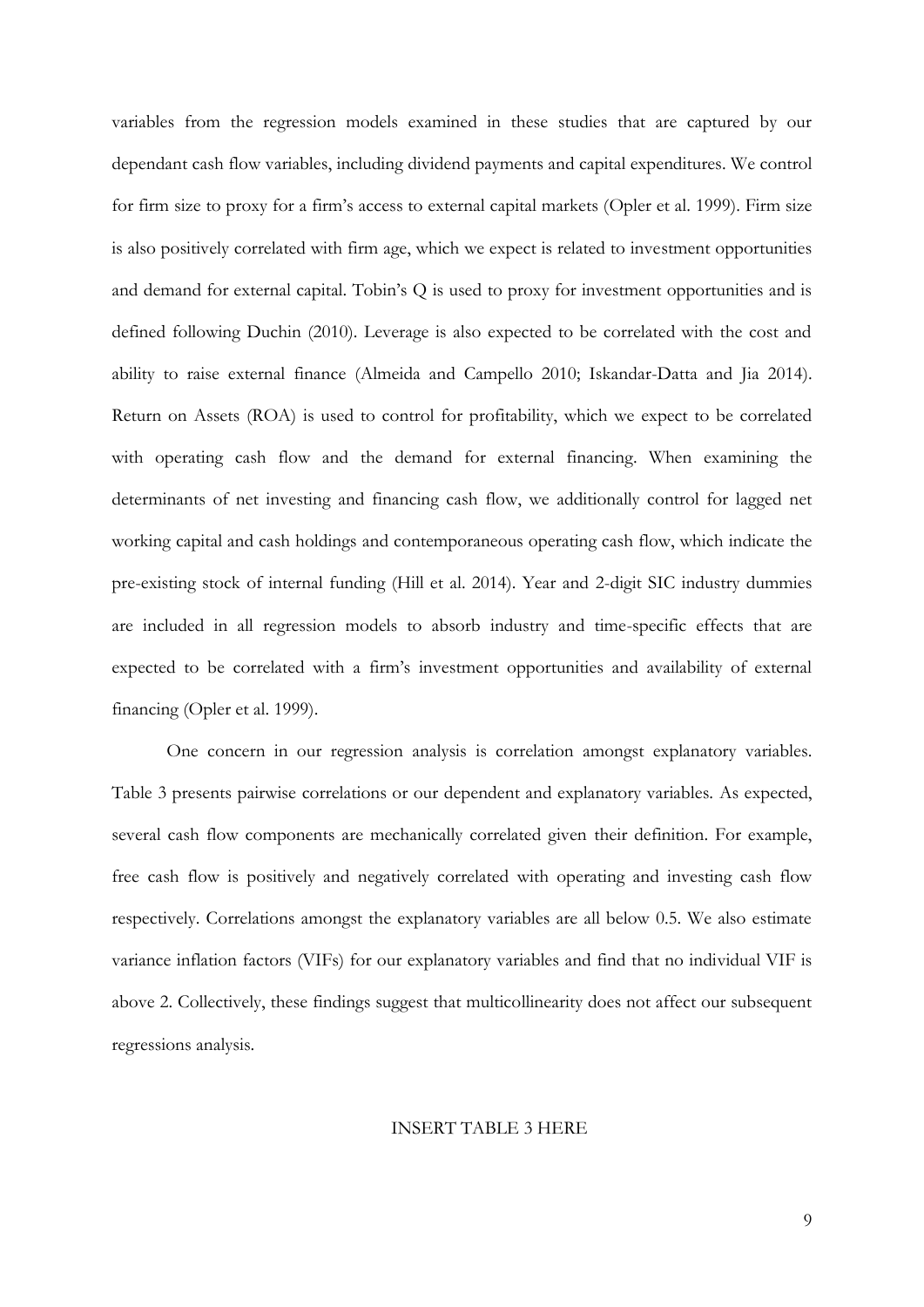variables from the regression models examined in these studies that are captured by our dependant cash flow variables, including dividend payments and capital expenditures. We control for firm size to proxy for a firm's access to external capital markets (Opler et al. 1999). Firm size is also positively correlated with firm age, which we expect is related to investment opportunities and demand for external capital. Tobin's Q is used to proxy for investment opportunities and is defined following Duchin (2010). Leverage is also expected to be correlated with the cost and ability to raise external finance (Almeida and Campello 2010; Iskandar-Datta and Jia 2014). Return on Assets (ROA) is used to control for profitability, which we expect to be correlated with operating cash flow and the demand for external financing. When examining the determinants of net investing and financing cash flow, we additionally control for lagged net working capital and cash holdings and contemporaneous operating cash flow, which indicate the pre-existing stock of internal funding (Hill et al. 2014). Year and 2-digit SIC industry dummies are included in all regression models to absorb industry and time-specific effects that are expected to be correlated with a firm's investment opportunities and availability of external financing (Opler et al. 1999).

One concern in our regression analysis is correlation amongst explanatory variables. Table 3 presents pairwise correlations or our dependent and explanatory variables. As expected, several cash flow components are mechanically correlated given their definition. For example, free cash flow is positively and negatively correlated with operating and investing cash flow respectively. Correlations amongst the explanatory variables are all below 0.5. We also estimate variance inflation factors (VIFs) for our explanatory variables and find that no individual VIF is above 2. Collectively, these findings suggest that multicollinearity does not affect our subsequent regressions analysis.

INSERT TABLE 3 HERE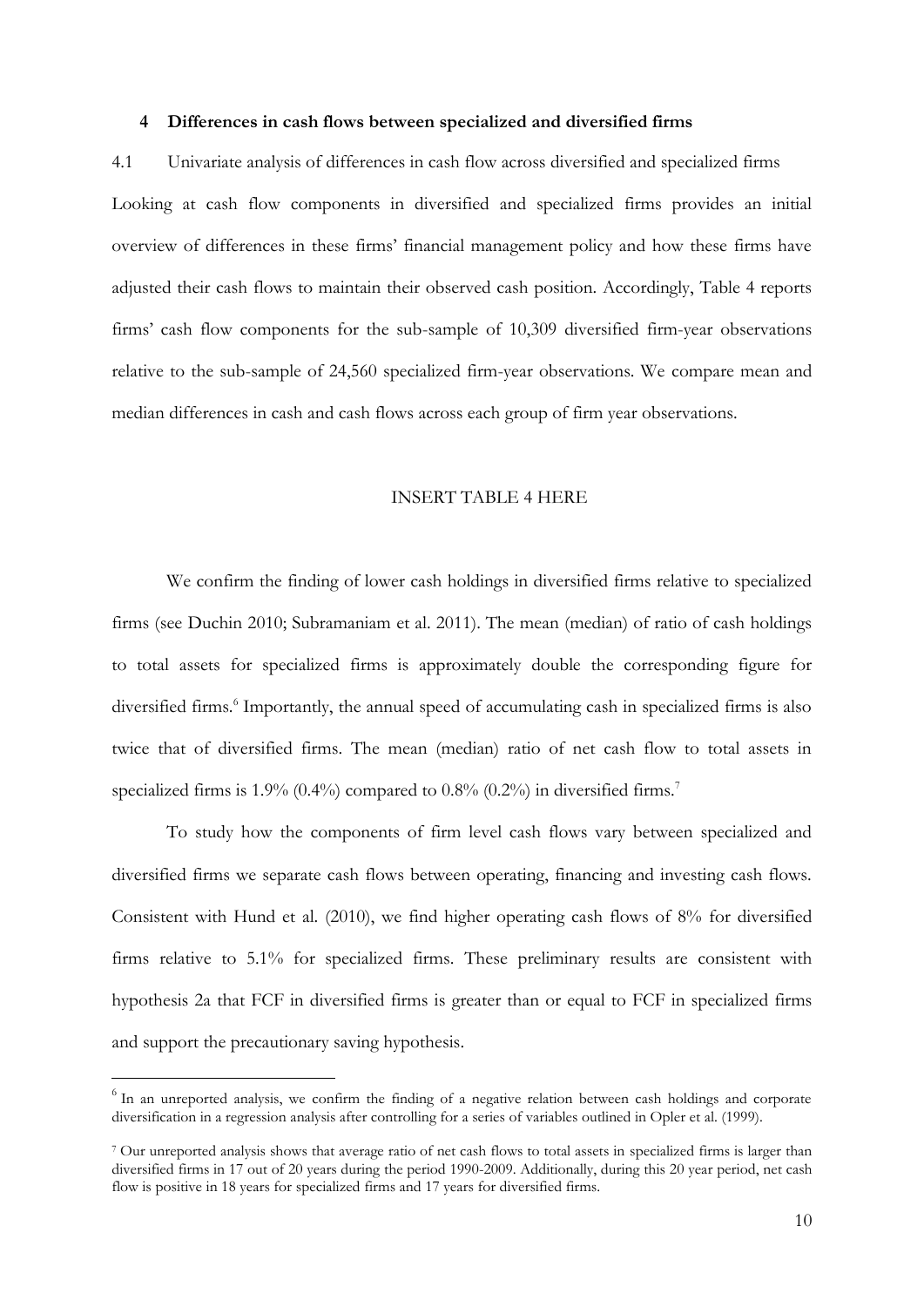## 4 Differences in cash flows between specialized and diversified firms

### 4.1 Univariate analysis of differences in cash flow across diversified and specialized firms

Looking at cash flow components in diversified and specialized firms provides an initial overview of differences in these firms' financial management policy and how these firms have adjusted their cash flows to maintain their observed cash position. Accordingly, Table 4 reports firms' cash flow components for the sub-sample of 10,309 diversified firm-year observations relative to the sub-sample of 24,560 specialized firm-year observations. We compare mean and median differences in cash and cash flows across each group of firm year observations.

INSERT TABLE 4 HERE

We confirm the finding of lower cash holdings in diversified firms relative to specialized firms (see Duchin 2010; Subramaniam et al. 2011). The mean (median) of ratio of cash holdings to total assets for specialized firms is approximately double the corresponding figure for diversified firms.[6] Importantly, the annual speed of accumulating cash in specialized firms is also twice that of diversified firms. The mean (median) ratio of net cash flow to total assets in specialized firms is 1.9% (0.4%) compared to 0.8% (0.2%) in diversified firms.[7]

To study how the components of firm level cash flows vary between specialized and diversified firms we separate cash flows between operating, financing and investing cash flows. Consistent with Hund et al. (2010), we find higher operating cash flows of 8% for diversified firms relative to 5.1% for specialized firms. These preliminary results are consistent with hypothesis 2a that FCF in diversified firms is greater than or equal to FCF in specialized firms and support the precautionary saving hypothesis.

---

[6] In an unreported analysis, we confirm the finding of a negative relation between cash holdings and corporate diversification in a regression analysis after controlling for a series of variables outlined in Opler et al. (1999).

[7] Our unreported analysis shows that average ratio of net cash flows to total assets in specialized firms is larger than diversified firms in 17 out of 20 years during the period 1990-2009. Additionally, during this 20 year period, net cash flow is positive in 18 years for specialized firms and 17 years for diversified firms.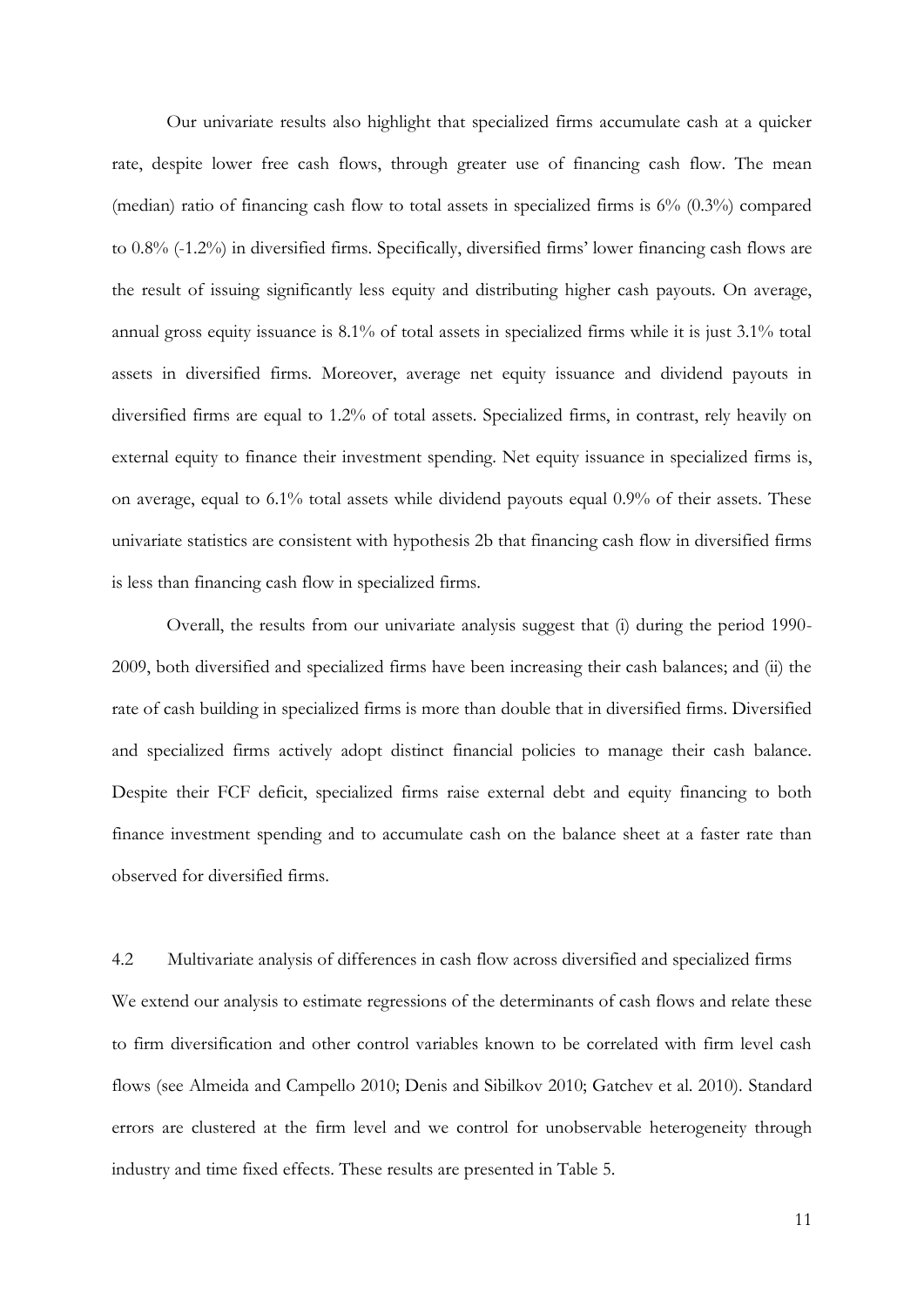Our univariate results also highlight that specialized firms accumulate cash at a quicker rate, despite lower free cash flows, through greater use of financing cash flow. The mean (median) ratio of financing cash flow to total assets in specialized firms is 6% (0.3%) compared to 0.8% (-1.2%) in diversified firms. Specifically, diversified firms' lower financing cash flows are the result of issuing significantly less equity and distributing higher cash payouts. On average, annual gross equity issuance is 8.1% of total assets in specialized firms while it is just 3.1% total assets in diversified firms. Moreover, average net equity issuance and dividend payouts in diversified firms are equal to 1.2% of total assets. Specialized firms, in contrast, rely heavily on external equity to finance their investment spending. Net equity issuance in specialized firms is, on average, equal to 6.1% total assets while dividend payouts equal 0.9% of their assets. These univariate statistics are consistent with hypothesis 2b that financing cash flow in diversified firms is less than financing cash flow in specialized firms.

Overall, the results from our univariate analysis suggest that (i) during the period 1990-2009, both diversified and specialized firms have been increasing their cash balances; and (ii) the rate of cash building in specialized firms is more than double that in diversified firms. Diversified and specialized firms actively adopt distinct financial policies to manage their cash balance. Despite their FCF deficit, specialized firms raise external debt and equity financing to both finance investment spending and to accumulate cash on the balance sheet at a faster rate than observed for diversified firms.

### 4.2 Multivariate analysis of differences in cash flow across diversified and specialized firms

We extend our analysis to estimate regressions of the determinants of cash flows and relate these to firm diversification and other control variables known to be correlated with firm level cash flows (see Almeida and Campello 2010; Denis and Sibilkov 2010; Gatchev et al. 2010). Standard errors are clustered at the firm level and we control for unobservable heterogeneity through industry and time fixed effects. These results are presented in Table 5.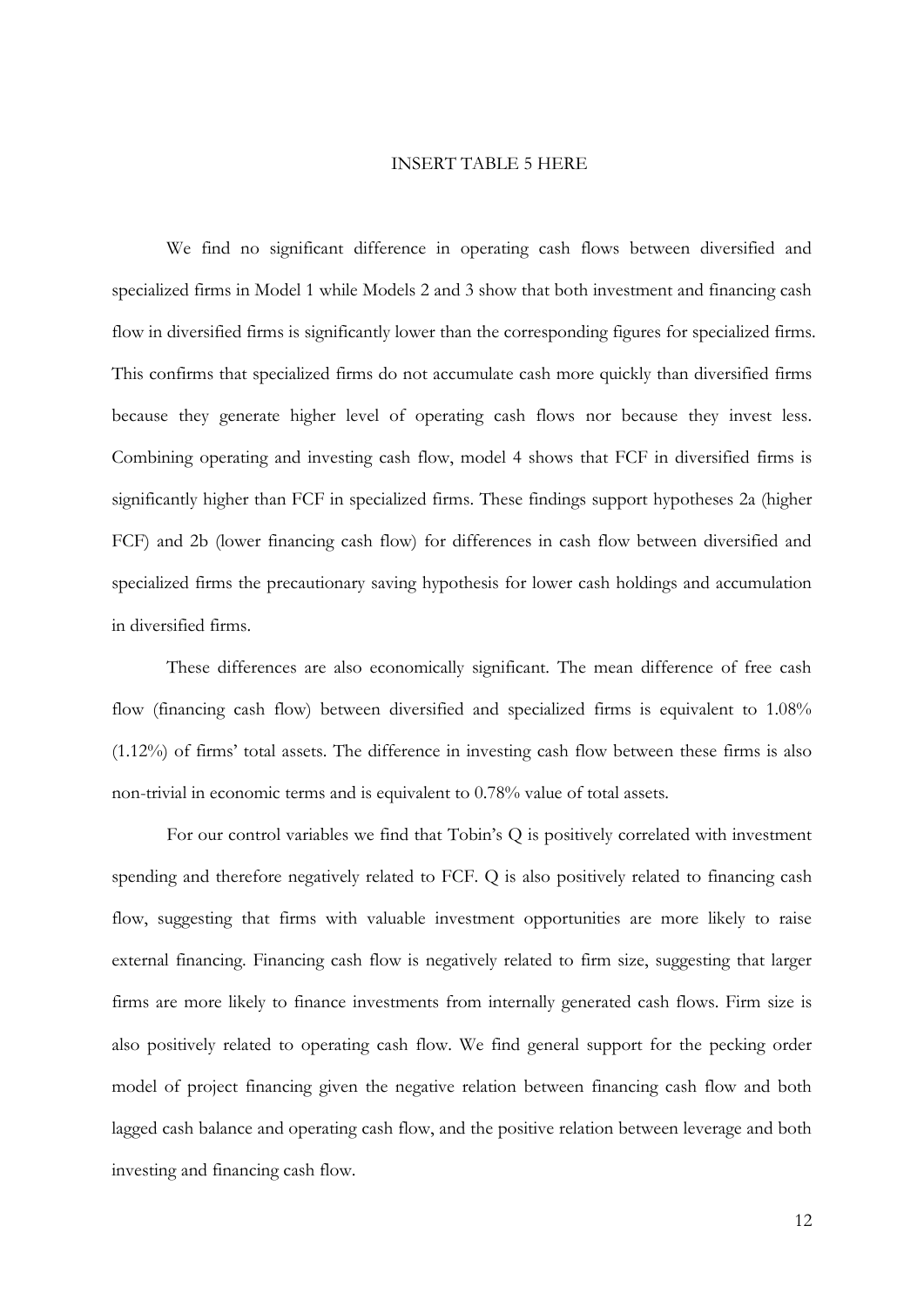INSERT TABLE 5 HERE

We find no significant difference in operating cash flows between diversified and specialized firms in Model 1 while Models 2 and 3 show that both investment and financing cash flow in diversified firms is significantly lower than the corresponding figures for specialized firms. This confirms that specialized firms do not accumulate cash more quickly than diversified firms because they generate higher level of operating cash flows nor because they invest less. Combining operating and investing cash flow, model 4 shows that FCF in diversified firms is significantly higher than FCF in specialized firms. These findings support hypotheses 2a (higher FCF) and 2b (lower financing cash flow) for differences in cash flow between diversified and specialized firms the precautionary saving hypothesis for lower cash holdings and accumulation in diversified firms.

These differences are also economically significant. The mean difference of free cash flow (financing cash flow) between diversified and specialized firms is equivalent to 1.08% (1.12%) of firms' total assets. The difference in investing cash flow between these firms is also non-trivial in economic terms and is equivalent to 0.78% value of total assets.

For our control variables we find that Tobin's Q is positively correlated with investment spending and therefore negatively related to FCF. Q is also positively related to financing cash flow, suggesting that firms with valuable investment opportunities are more likely to raise external financing. Financing cash flow is negatively related to firm size, suggesting that larger firms are more likely to finance investments from internally generated cash flows. Firm size is also positively related to operating cash flow. We find general support for the pecking order model of project financing given the negative relation between financing cash flow and both lagged cash balance and operating cash flow, and the positive relation between leverage and both investing and financing cash flow.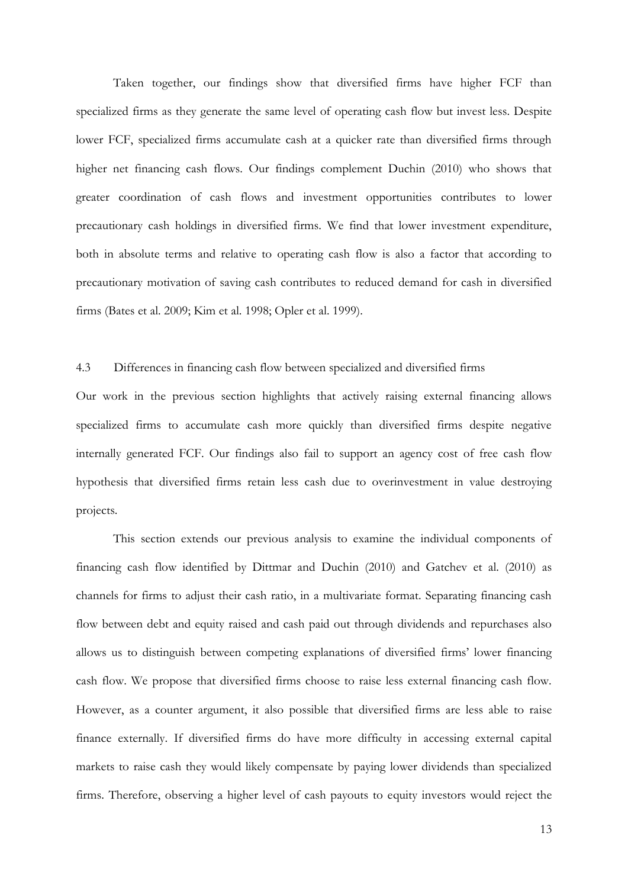Taken together, our findings show that diversified firms have higher FCF than specialized firms as they generate the same level of operating cash flow but invest less. Despite lower FCF, specialized firms accumulate cash at a quicker rate than diversified firms through higher net financing cash flows. Our findings complement Duchin (2010) who shows that greater coordination of cash flows and investment opportunities contributes to lower precautionary cash holdings in diversified firms. We find that lower investment expenditure, both in absolute terms and relative to operating cash flow is also a factor that according to precautionary motivation of saving cash contributes to reduced demand for cash in diversified firms (Bates et al. 2009; Kim et al. 1998; Opler et al. 1999).

## 4.3 Differences in financing cash flow between specialized and diversified firms

Our work in the previous section highlights that actively raising external financing allows specialized firms to accumulate cash more quickly than diversified firms despite negative internally generated FCF. Our findings also fail to support an agency cost of free cash flow hypothesis that diversified firms retain less cash due to overinvestment in value destroying projects.

This section extends our previous analysis to examine the individual components of financing cash flow identified by Dittmar and Duchin (2010) and Gatchev et al. (2010) as channels for firms to adjust their cash ratio, in a multivariate format. Separating financing cash flow between debt and equity raised and cash paid out through dividends and repurchases also allows us to distinguish between competing explanations of diversified firms' lower financing cash flow. We propose that diversified firms choose to raise less external financing cash flow. However, as a counter argument, it also possible that diversified firms are less able to raise finance externally. If diversified firms do have more difficulty in accessing external capital markets to raise cash they would likely compensate by paying lower dividends than specialized firms. Therefore, observing a higher level of cash payouts to equity investors would reject the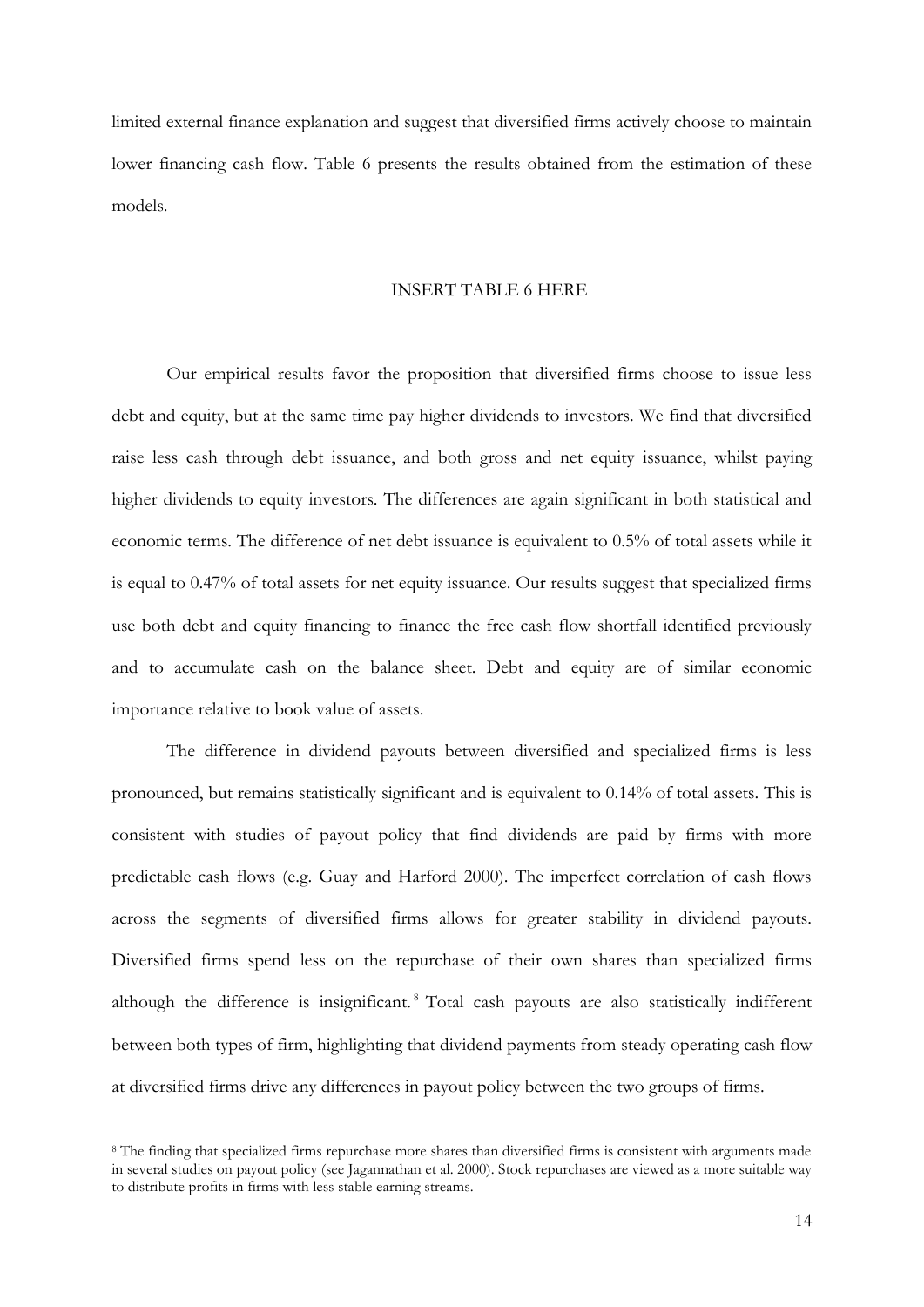limited external finance explanation and suggest that diversified firms actively choose to maintain lower financing cash flow. Table 6 presents the results obtained from the estimation of these models.

INSERT TABLE 6 HERE

Our empirical results favor the proposition that diversified firms choose to issue less debt and equity, but at the same time pay higher dividends to investors. We find that diversified raise less cash through debt issuance, and both gross and net equity issuance, whilst paying higher dividends to equity investors. The differences are again significant in both statistical and economic terms. The difference of net debt issuance is equivalent to 0.5% of total assets while it is equal to 0.47% of total assets for net equity issuance. Our results suggest that specialized firms use both debt and equity financing to finance the free cash flow shortfall identified previously and to accumulate cash on the balance sheet. Debt and equity are of similar economic importance relative to book value of assets.

The difference in dividend payouts between diversified and specialized firms is less pronounced, but remains statistically significant and is equivalent to 0.14% of total assets. This is consistent with studies of payout policy that find dividends are paid by firms with more predictable cash flows (e.g. Guay and Harford 2000). The imperfect correlation of cash flows across the segments of diversified firms allows for greater stability in dividend payouts. Diversified firms spend less on the repurchase of their own shares than specialized firms although the difference is insignificant.[8] Total cash payouts are also statistically indifferent between both types of firm, highlighting that dividend payments from steady operating cash flow at diversified firms drive any differences in payout policy between the two groups of firms.

[8] The finding that specialized firms repurchase more shares than diversified firms is consistent with arguments made in several studies on payout policy (see Jagannathan et al. 2000). Stock repurchases are viewed as a more suitable way to distribute profits in firms with less stable earning streams.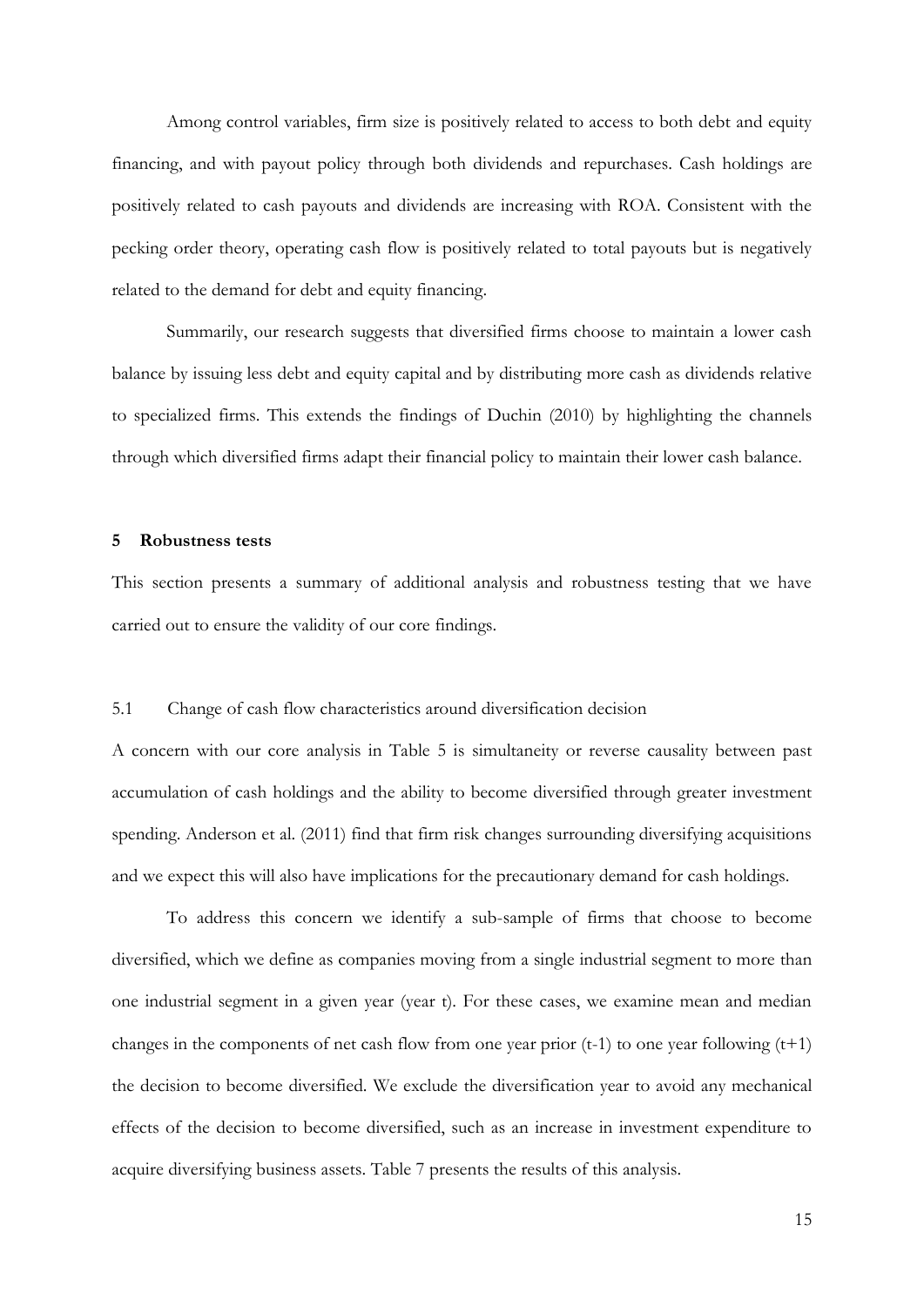Among control variables, firm size is positively related to access to both debt and equity financing, and with payout policy through both dividends and repurchases. Cash holdings are positively related to cash payouts and dividends are increasing with ROA. Consistent with the pecking order theory, operating cash flow is positively related to total payouts but is negatively related to the demand for debt and equity financing.

Summarily, our research suggests that diversified firms choose to maintain a lower cash balance by issuing less debt and equity capital and by distributing more cash as dividends relative to specialized firms. This extends the findings of Duchin (2010) by highlighting the channels through which diversified firms adapt their financial policy to maintain their lower cash balance.

## 5 Robustness tests

This section presents a summary of additional analysis and robustness testing that we have carried out to ensure the validity of our core findings.

### 5.1 Change of cash flow characteristics around diversification decision

A concern with our core analysis in Table 5 is simultaneity or reverse causality between past accumulation of cash holdings and the ability to become diversified through greater investment spending. Anderson et al. (2011) find that firm risk changes surrounding diversifying acquisitions and we expect this will also have implications for the precautionary demand for cash holdings.

To address this concern we identify a sub-sample of firms that choose to become diversified, which we define as companies moving from a single industrial segment to more than one industrial segment in a given year (year t). For these cases, we examine mean and median changes in the components of net cash flow from one year prior (t-1) to one year following (t+1) the decision to become diversified. We exclude the diversification year to avoid any mechanical effects of the decision to become diversified, such as an increase in investment expenditure to acquire diversifying business assets. Table 7 presents the results of this analysis.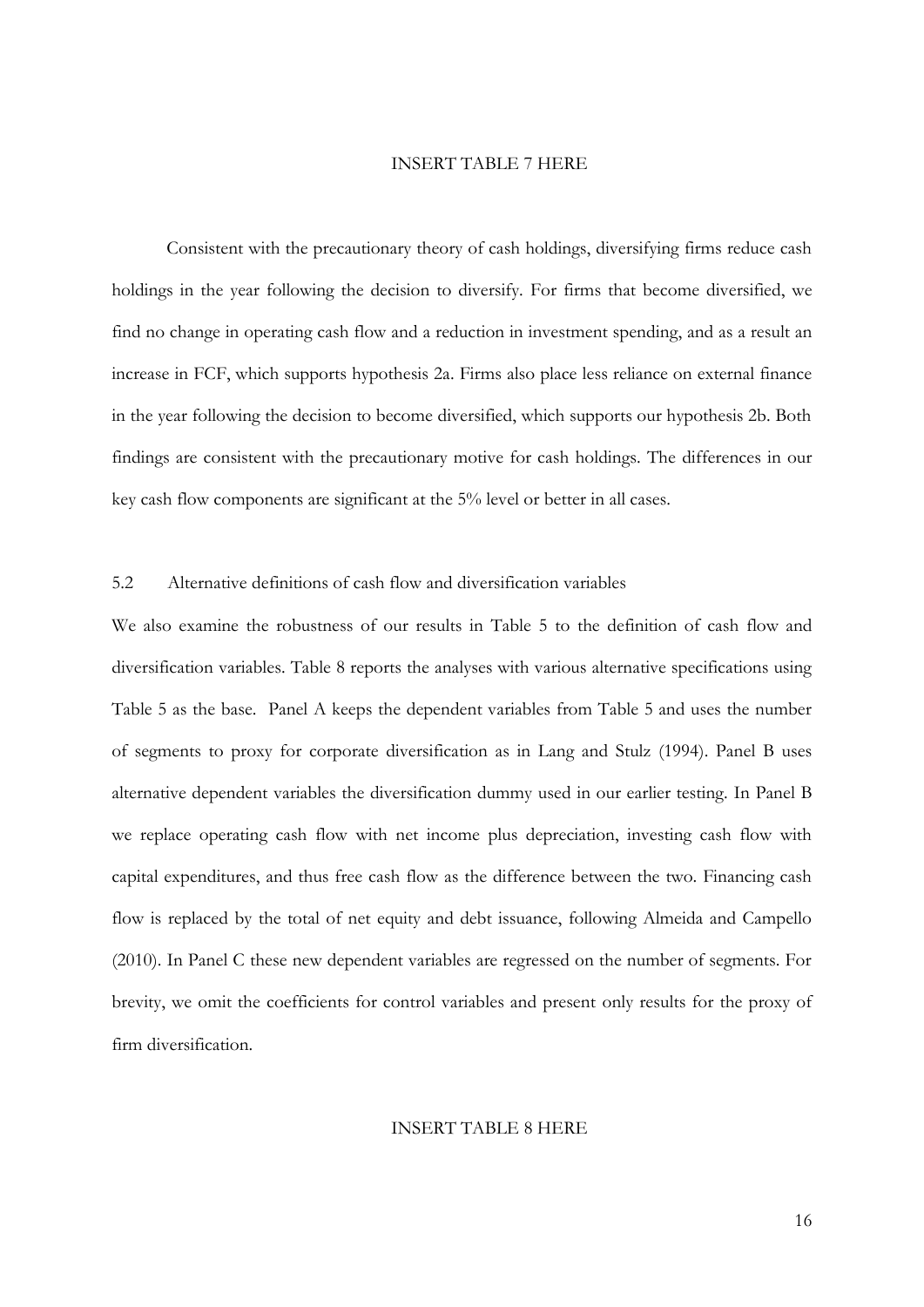INSERT TABLE 7 HERE

Consistent with the precautionary theory of cash holdings, diversifying firms reduce cash holdings in the year following the decision to diversify. For firms that become diversified, we find no change in operating cash flow and a reduction in investment spending, and as a result an increase in FCF, which supports hypothesis 2a. Firms also place less reliance on external finance in the year following the decision to become diversified, which supports our hypothesis 2b. Both findings are consistent with the precautionary motive for cash holdings. The differences in our key cash flow components are significant at the 5% level or better in all cases.

## 5.2 Alternative definitions of cash flow and diversification variables

We also examine the robustness of our results in Table 5 to the definition of cash flow and diversification variables. Table 8 reports the analyses with various alternative specifications using Table 5 as the base. Panel A keeps the dependent variables from Table 5 and uses the number of segments to proxy for corporate diversification as in Lang and Stulz (1994). Panel B uses alternative dependent variables the diversification dummy used in our earlier testing. In Panel B we replace operating cash flow with net income plus depreciation, investing cash flow with capital expenditures, and thus free cash flow as the difference between the two. Financing cash flow is replaced by the total of net equity and debt issuance, following Almeida and Campello (2010). In Panel C these new dependent variables are regressed on the number of segments. For brevity, we omit the coefficients for control variables and present only results for the proxy of firm diversification.

INSERT TABLE 8 HERE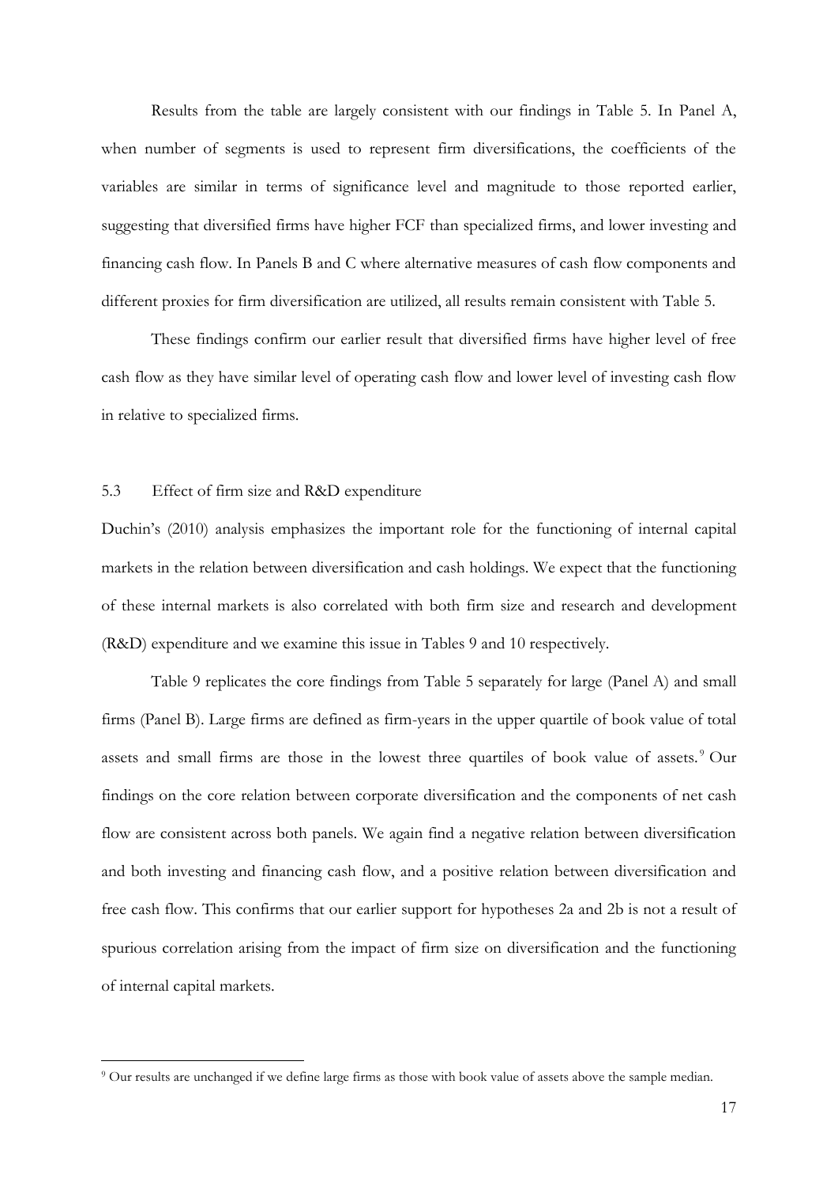Results from the table are largely consistent with our findings in Table 5. In Panel A, when number of segments is used to represent firm diversifications, the coefficients of the variables are similar in terms of significance level and magnitude to those reported earlier, suggesting that diversified firms have higher FCF than specialized firms, and lower investing and financing cash flow. In Panels B and C where alternative measures of cash flow components and different proxies for firm diversification are utilized, all results remain consistent with Table 5.

These findings confirm our earlier result that diversified firms have higher level of free cash flow as they have similar level of operating cash flow and lower level of investing cash flow in relative to specialized firms.

### 5.3 Effect of firm size and R&D expenditure

Duchin's (2010) analysis emphasizes the important role for the functioning of internal capital markets in the relation between diversification and cash holdings. We expect that the functioning of these internal markets is also correlated with both firm size and research and development (R&D) expenditure and we examine this issue in Tables 9 and 10 respectively.

Table 9 replicates the core findings from Table 5 separately for large (Panel A) and small firms (Panel B). Large firms are defined as firm-years in the upper quartile of book value of total assets and small firms are those in the lowest three quartiles of book value of assets.[9] Our findings on the core relation between corporate diversification and the components of net cash flow are consistent across both panels. We again find a negative relation between diversification and both investing and financing cash flow, and a positive relation between diversification and free cash flow. This confirms that our earlier support for hypotheses 2a and 2b is not a result of spurious correlation arising from the impact of firm size on diversification and the functioning of internal capital markets.

[9] Our results are unchanged if we define large firms as those with book value of assets above the sample median.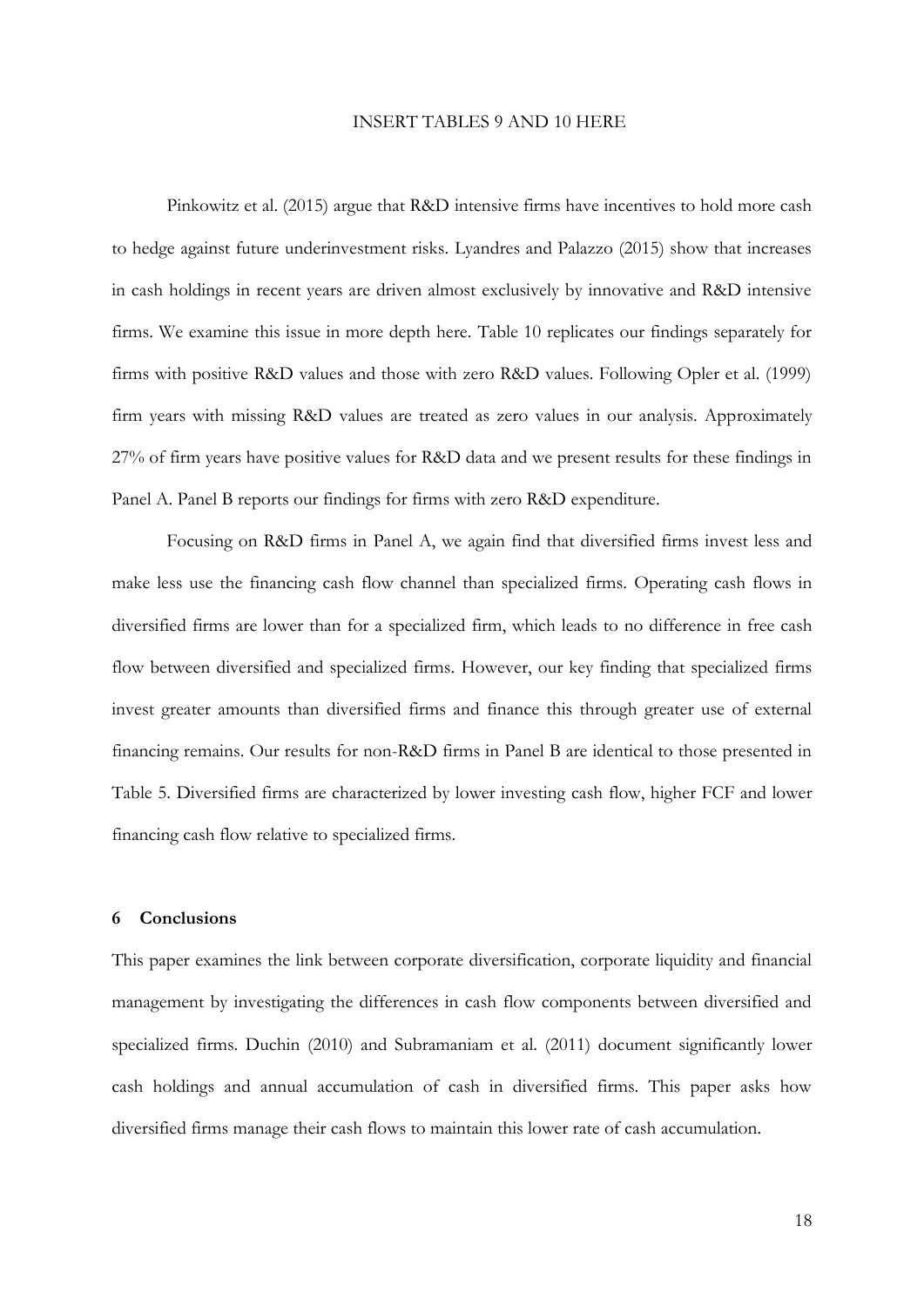INSERT TABLES 9 AND 10 HERE

Pinkowitz et al. (2015) argue that R&D intensive firms have incentives to hold more cash to hedge against future underinvestment risks. Lyandres and Palazzo (2015) show that increases in cash holdings in recent years are driven almost exclusively by innovative and R&D intensive firms. We examine this issue in more depth here. Table 10 replicates our findings separately for firms with positive R&D values and those with zero R&D values. Following Opler et al. (1999) firm years with missing R&D values are treated as zero values in our analysis. Approximately 27% of firm years have positive values for R&D data and we present results for these findings in Panel A. Panel B reports our findings for firms with zero R&D expenditure.

Focusing on R&D firms in Panel A, we again find that diversified firms invest less and make less use the financing cash flow channel than specialized firms. Operating cash flows in diversified firms are lower than for a specialized firm, which leads to no difference in free cash flow between diversified and specialized firms. However, our key finding that specialized firms invest greater amounts than diversified firms and finance this through greater use of external financing remains. Our results for non-R&D firms in Panel B are identical to those presented in Table 5. Diversified firms are characterized by lower investing cash flow, higher FCF and lower financing cash flow relative to specialized firms.

## 6 Conclusions

This paper examines the link between corporate diversification, corporate liquidity and financial management by investigating the differences in cash flow components between diversified and specialized firms. Duchin (2010) and Subramaniam et al. (2011) document significantly lower cash holdings and annual accumulation of cash in diversified firms. This paper asks how diversified firms manage their cash flows to maintain this lower rate of cash accumulation.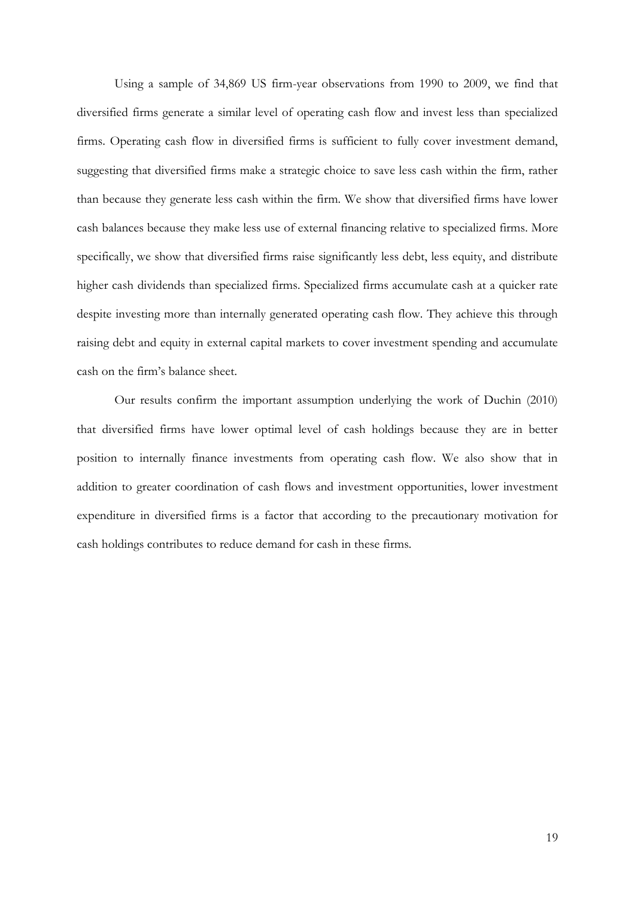Using a sample of 34,869 US firm-year observations from 1990 to 2009, we find that diversified firms generate a similar level of operating cash flow and invest less than specialized firms. Operating cash flow in diversified firms is sufficient to fully cover investment demand, suggesting that diversified firms make a strategic choice to save less cash within the firm, rather than because they generate less cash within the firm. We show that diversified firms have lower cash balances because they make less use of external financing relative to specialized firms. More specifically, we show that diversified firms raise significantly less debt, less equity, and distribute higher cash dividends than specialized firms. Specialized firms accumulate cash at a quicker rate despite investing more than internally generated operating cash flow. They achieve this through raising debt and equity in external capital markets to cover investment spending and accumulate cash on the firm's balance sheet.

Our results confirm the important assumption underlying the work of Duchin (2010) that diversified firms have lower optimal level of cash holdings because they are in better position to internally finance investments from operating cash flow. We also show that in addition to greater coordination of cash flows and investment opportunities, lower investment expenditure in diversified firms is a factor that according to the precautionary motivation for cash holdings contributes to reduce demand for cash in these firms.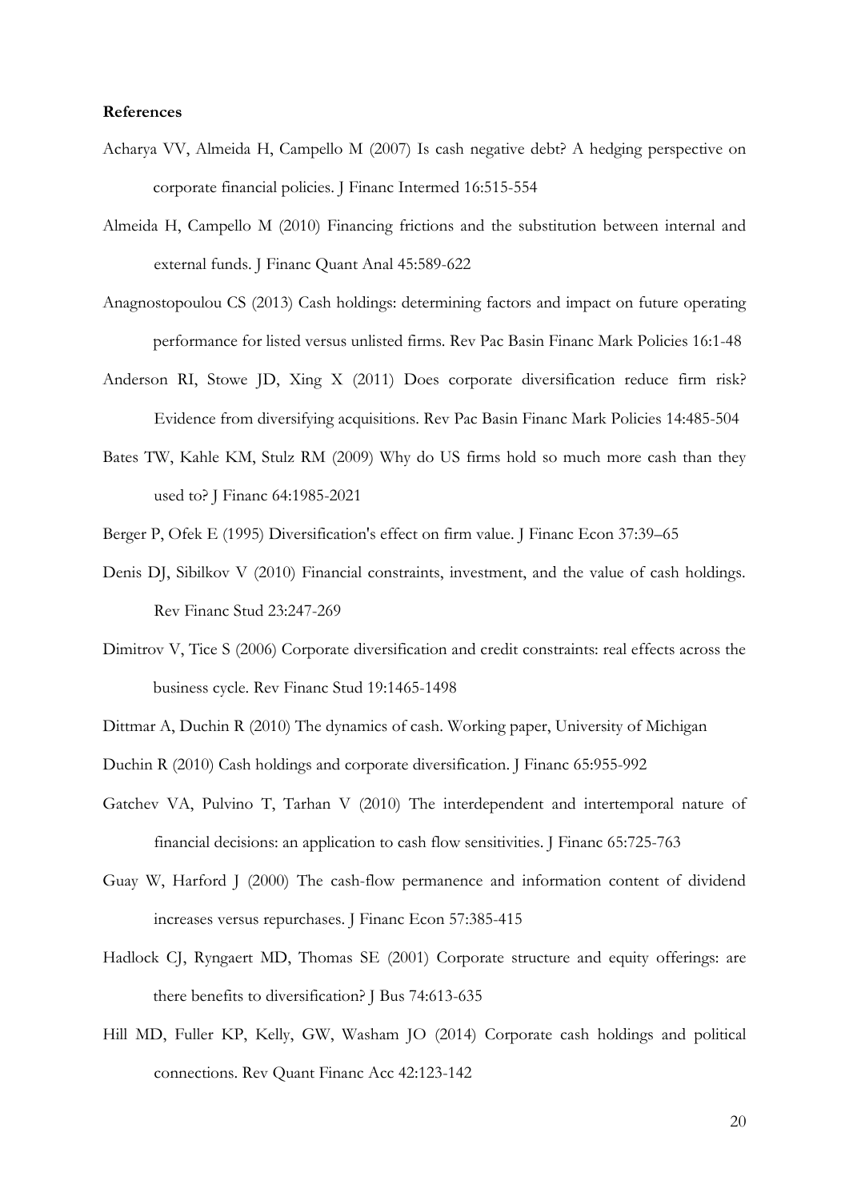**References**

Acharya VV, Almeida H, Campello M (2007) Is cash negative debt? A hedging perspective on corporate financial policies. J Financ Intermed 16:515-554

Almeida H, Campello M (2010) Financing frictions and the substitution between internal and external funds. J Financ Quant Anal 45:589-622

Anagnostopoulou CS (2013) Cash holdings: determining factors and impact on future operating performance for listed versus unlisted firms. Rev Pac Basin Financ Mark Policies 16:1-48

Anderson RI, Stowe JD, Xing X (2011) Does corporate diversification reduce firm risk? Evidence from diversifying acquisitions. Rev Pac Basin Financ Mark Policies 14:485-504

Bates TW, Kahle KM, Stulz RM (2009) Why do US firms hold so much more cash than they used to? J Financ 64:1985-2021

Berger P, Ofek E (1995) Diversification's effect on firm value. J Financ Econ 37:39–65

Denis DJ, Sibilkov V (2010) Financial constraints, investment, and the value of cash holdings. Rev Financ Stud 23:247-269

Dimitrov V, Tice S (2006) Corporate diversification and credit constraints: real effects across the business cycle. Rev Financ Stud 19:1465-1498

Dittmar A, Duchin R (2010) The dynamics of cash. Working paper, University of Michigan

Duchin R (2010) Cash holdings and corporate diversification. J Financ 65:955-992

Gatchev VA, Pulvino T, Tarhan V (2010) The interdependent and intertemporal nature of financial decisions: an application to cash flow sensitivities. J Financ 65:725-763

Guay W, Harford J (2000) The cash-flow permanence and information content of dividend increases versus repurchases. J Financ Econ 57:385-415

Hadlock CJ, Ryngaert MD, Thomas SE (2001) Corporate structure and equity offerings: are there benefits to diversification? J Bus 74:613-635

Hill MD, Fuller KP, Kelly, GW, Washam JO (2014) Corporate cash holdings and political connections. Rev Quant Financ Acc 42:123-142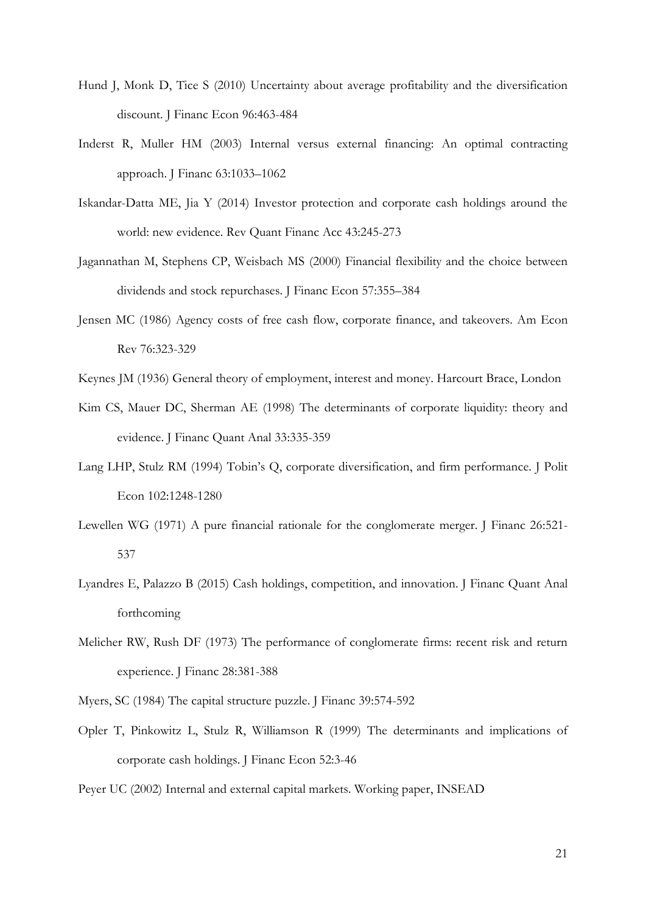Hund J, Monk D, Tice S (2010) Uncertainty about average profitability and the diversification discount. J Financ Econ 96:463-484

Inderst R, Muller HM (2003) Internal versus external financing: An optimal contracting approach. J Financ 63:1033–1062

Iskandar-Datta ME, Jia Y (2014) Investor protection and corporate cash holdings around the world: new evidence. Rev Quant Financ Acc 43:245-273

Jagannathan M, Stephens CP, Weisbach MS (2000) Financial flexibility and the choice between dividends and stock repurchases. J Financ Econ 57:355–384

Jensen MC (1986) Agency costs of free cash flow, corporate finance, and takeovers. Am Econ Rev 76:323-329

Keynes JM (1936) General theory of employment, interest and money. Harcourt Brace, London

Kim CS, Mauer DC, Sherman AE (1998) The determinants of corporate liquidity: theory and evidence. J Financ Quant Anal 33:335-359

Lang LHP, Stulz RM (1994) Tobin's Q, corporate diversification, and firm performance. J Polit Econ 102:1248-1280

Lewellen WG (1971) A pure financial rationale for the conglomerate merger. J Financ 26:521-537

Lyandres E, Palazzo B (2015) Cash holdings, competition, and innovation. J Financ Quant Anal forthcoming

Melicher RW, Rush DF (1973) The performance of conglomerate firms: recent risk and return experience. J Financ 28:381-388

Myers, SC (1984) The capital structure puzzle. J Financ 39:574-592

Opler T, Pinkowitz L, Stulz R, Williamson R (1999) The determinants and implications of corporate cash holdings. J Financ Econ 52:3-46

Peyer UC (2002) Internal and external capital markets. Working paper, INSEAD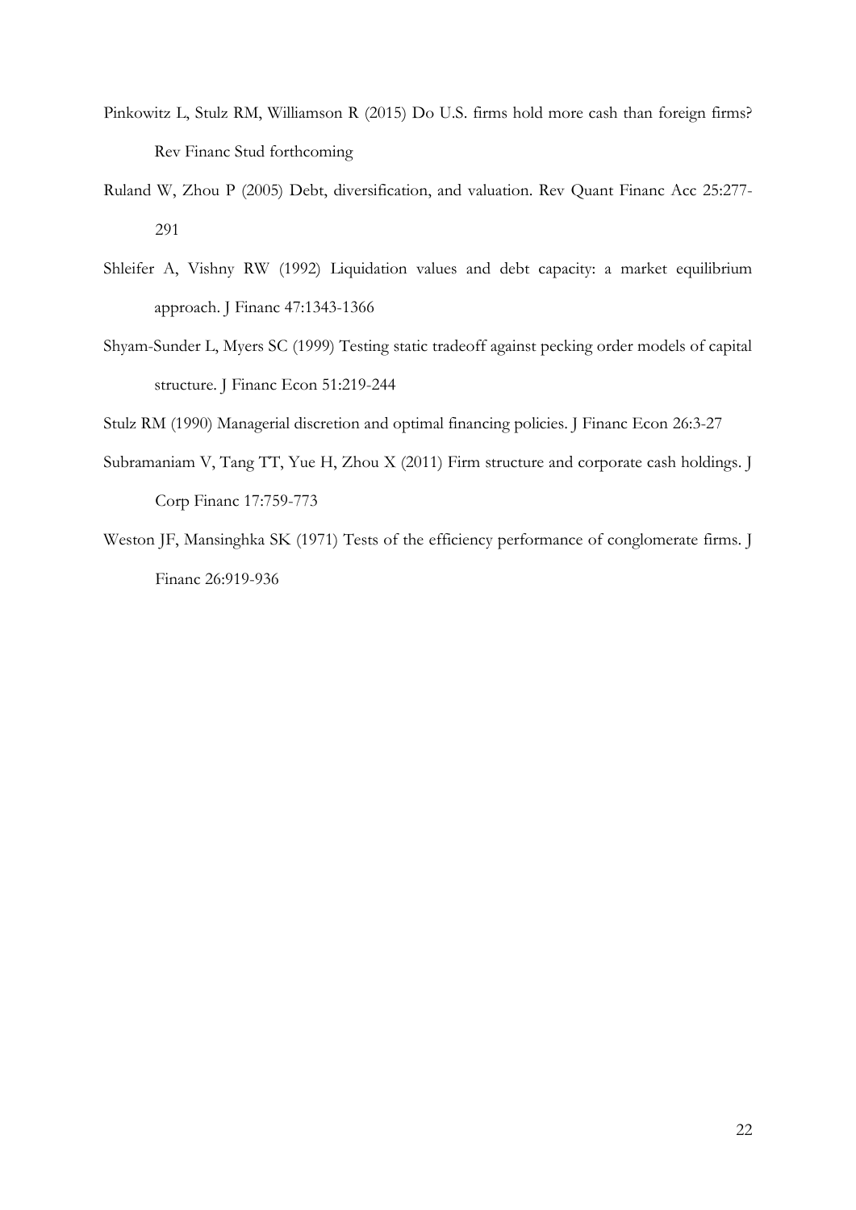Pinkowitz L, Stulz RM, Williamson R (2015) Do U.S. firms hold more cash than foreign firms? Rev Financ Stud forthcoming

Ruland W, Zhou P (2005) Debt, diversification, and valuation. Rev Quant Financ Acc 25:277-291

Shleifer A, Vishny RW (1992) Liquidation values and debt capacity: a market equilibrium approach. J Financ 47:1343-1366

Shyam-Sunder L, Myers SC (1999) Testing static tradeoff against pecking order models of capital structure. J Financ Econ 51:219-244

Stulz RM (1990) Managerial discretion and optimal financing policies. J Financ Econ 26:3-27

Subramaniam V, Tang TT, Yue H, Zhou X (2011) Firm structure and corporate cash holdings. J Corp Financ 17:759-773

Weston JF, Mansinghka SK (1971) Tests of the efficiency performance of conglomerate firms. J Financ 26:919-936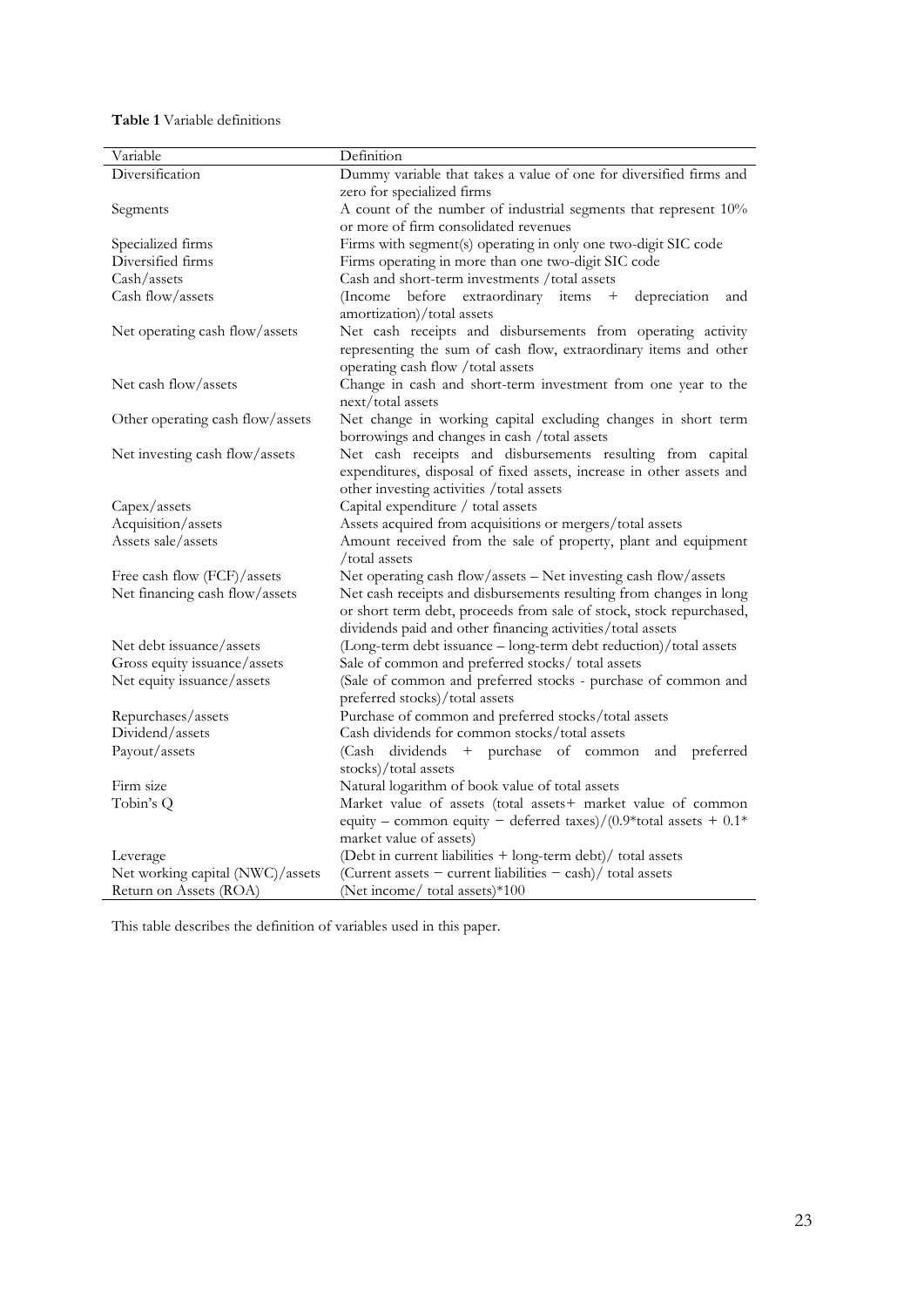**Table 1** Variable definitions

| Variable | Definition |
|---|---|
| Diversification | Dummy variable that takes a value of one for diversified firms and zero for specialized firms |
| Segments | A count of the number of industrial segments that represent 10% or more of firm consolidated revenues |
| Specialized firms | Firms with segment(s) operating in only one two-digit SIC code |
| Diversified firms | Firms operating in more than one two-digit SIC code |
| Cash/assets | Cash and short-term investments /total assets |
| Cash flow/assets | (Income before extraordinary items + depreciation and amortization)/total assets |
| Net operating cash flow/assets | Net cash receipts and disbursements from operating activity representing the sum of cash flow, extraordinary items and other operating cash flow /total assets |
| Net cash flow/assets | Change in cash and short-term investment from one year to the next/total assets |
| Other operating cash flow/assets | Net change in working capital excluding changes in short term borrowings and changes in cash /total assets |
| Net investing cash flow/assets | Net cash receipts and disbursements resulting from capital expenditures, disposal of fixed assets, increase in other assets and other investing activities /total assets |
| Capex/assets | Capital expenditure / total assets |
| Acquisition/assets | Assets acquired from acquisitions or mergers/total assets |
| Assets sale/assets | Amount received from the sale of property, plant and equipment /total assets |
| Free cash flow (FCF)/assets | Net operating cash flow/assets – Net investing cash flow/assets |
| Net financing cash flow/assets | Net cash receipts and disbursements resulting from changes in long or short term debt, proceeds from sale of stock, stock repurchased, dividends paid and other financing activities/total assets |
| Net debt issuance/assets | (Long-term debt issuance – long-term debt reduction)/total assets |
| Gross equity issuance/assets | Sale of common and preferred stocks/ total assets |
| Net equity issuance/assets | (Sale of common and preferred stocks - purchase of common and preferred stocks)/total assets |
| Repurchases/assets | Purchase of common and preferred stocks/total assets |
| Dividend/assets | Cash dividends for common stocks/total assets |
| Payout/assets | (Cash dividends + purchase of common and preferred stocks)/total assets |
| Firm size | Natural logarithm of book value of total assets |
| Tobin's Q | Market value of assets (total assets+ market value of common equity – common equity − deferred taxes)/(0.9*total assets + 0.1* market value of assets) |
| Leverage | (Debt in current liabilities + long-term debt)/ total assets |
| Net working capital (NWC)/assets | (Current assets − current liabilities − cash)/ total assets |
| Return on Assets (ROA) | (Net income/ total assets)*100 |

This table describes the definition of variables used in this paper.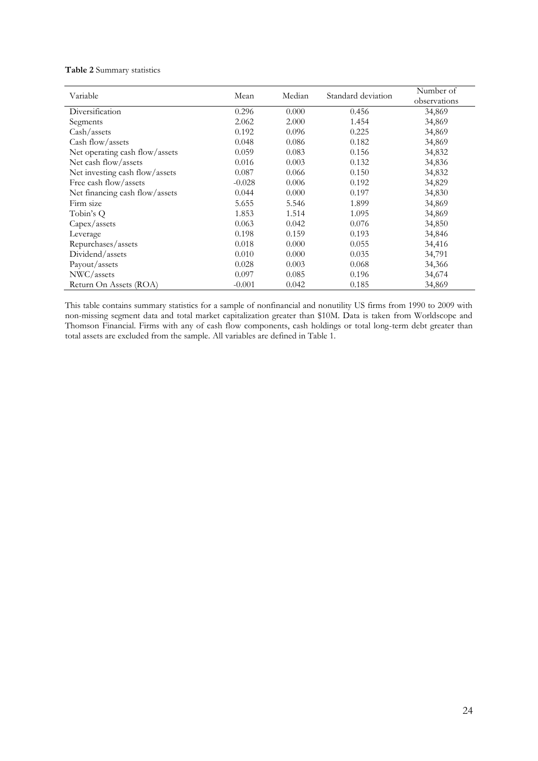**Table 2** Summary statistics

| Variable | Mean | Median | Standard deviation | Number of observations |
|---|---|---|---|---|
| Diversification | 0.296 | 0.000 | 0.456 | 34,869 |
| Segments | 2.062 | 2.000 | 1.454 | 34,869 |
| Cash/assets | 0.192 | 0.096 | 0.225 | 34,869 |
| Cash flow/assets | 0.048 | 0.086 | 0.182 | 34,869 |
| Net operating cash flow/assets | 0.059 | 0.083 | 0.156 | 34,832 |
| Net cash flow/assets | 0.016 | 0.003 | 0.132 | 34,836 |
| Net investing cash flow/assets | 0.087 | 0.066 | 0.150 | 34,832 |
| Free cash flow/assets | -0.028 | 0.006 | 0.192 | 34,829 |
| Net financing cash flow/assets | 0.044 | 0.000 | 0.197 | 34,830 |
| Firm size | 5.655 | 5.546 | 1.899 | 34,869 |
| Tobin's Q | 1.853 | 1.514 | 1.095 | 34,869 |
| Capex/assets | 0.063 | 0.042 | 0.076 | 34,850 |
| Leverage | 0.198 | 0.159 | 0.193 | 34,846 |
| Repurchases/assets | 0.018 | 0.000 | 0.055 | 34,416 |
| Dividend/assets | 0.010 | 0.000 | 0.035 | 34,791 |
| Payout/assets | 0.028 | 0.003 | 0.068 | 34,366 |
| NWC/assets | 0.097 | 0.085 | 0.196 | 34,674 |
| Return On Assets (ROA) | -0.001 | 0.042 | 0.185 | 34,869 |

This table contains summary statistics for a sample of nonfinancial and nonutility US firms from 1990 to 2009 with non-missing segment data and total market capitalization greater than \$10M. Data is taken from Worldscope and Thomson Financial. Firms with any of cash flow components, cash holdings or total long-term debt greater than total assets are excluded from the sample. All variables are defined in Table 1.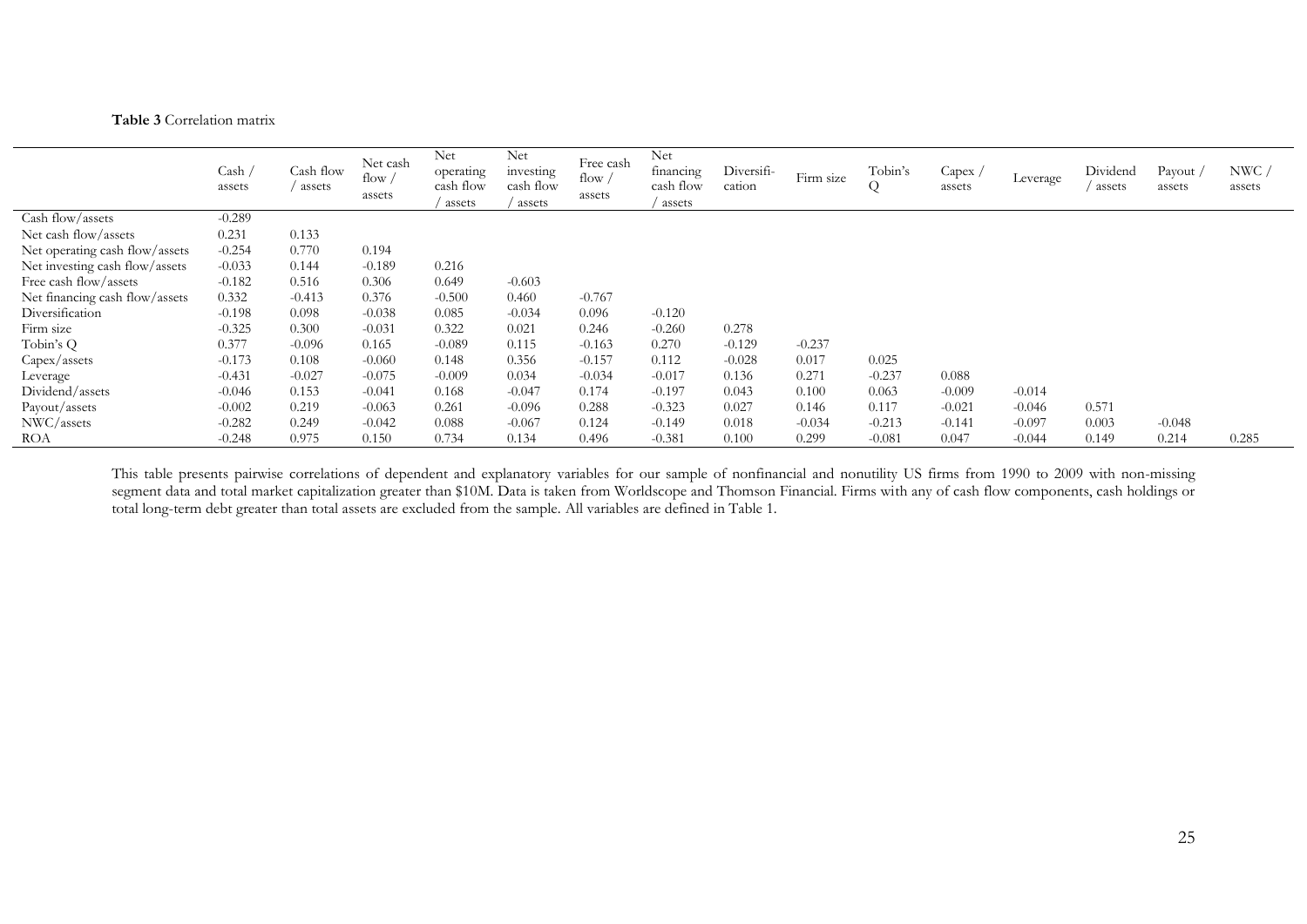**Table 3** Correlation matrix

| | Cash / assets | Cash flow / assets | Net cash flow / assets | Net operating cash flow / assets | Net investing cash flow / assets | Free cash flow / assets | Net financing cash flow / assets | Diversifi-cation | Firm size | Tobin's Q | Capex / assets | Leverage | Dividend / assets | Payout / assets | NWC / assets |
|---|---|---|---|---|---|---|---|---|---|---|---|---|---|---|---|
| Cash flow/assets | -0.289 | | | | | | | | | | | | | | |
| Net cash flow/assets | 0.231 | 0.133 | | | | | | | | | | | | | |
| Net operating cash flow/assets | -0.254 | 0.770 | 0.194 | | | | | | | | | | | | |
| Net investing cash flow/assets | -0.033 | 0.144 | -0.189 | 0.216 | | | | | | | | | | | |
| Free cash flow/assets | -0.182 | 0.516 | 0.306 | 0.649 | -0.603 | | | | | | | | | | |
| Net financing cash flow/assets | 0.332 | -0.413 | 0.376 | -0.500 | 0.460 | -0.767 | | | | | | | | | |
| Diversification | -0.198 | 0.098 | -0.038 | 0.085 | -0.034 | 0.096 | -0.120 | | | | | | | | |
| Firm size | -0.325 | 0.300 | -0.031 | 0.322 | 0.021 | 0.246 | -0.260 | 0.278 | | | | | | | |
| Tobin's Q | 0.377 | -0.096 | 0.165 | -0.089 | 0.115 | -0.163 | 0.270 | -0.129 | -0.237 | | | | | | |
| Capex/assets | -0.173 | 0.108 | -0.060 | 0.148 | 0.356 | -0.157 | 0.112 | -0.028 | 0.017 | 0.025 | | | | | |
| Leverage | -0.431 | -0.027 | -0.075 | -0.009 | 0.034 | -0.034 | -0.017 | 0.136 | 0.271 | -0.237 | 0.088 | | | | |
| Dividend/assets | -0.046 | 0.153 | -0.041 | 0.168 | -0.047 | 0.174 | -0.197 | 0.043 | 0.100 | 0.063 | -0.009 | -0.014 | | | |
| Payout/assets | -0.002 | 0.219 | -0.063 | 0.261 | -0.096 | 0.288 | -0.323 | 0.027 | 0.146 | 0.117 | -0.021 | -0.046 | 0.571 | | |
| NWC/assets | -0.282 | 0.249 | -0.042 | 0.088 | -0.067 | 0.124 | -0.149 | 0.018 | -0.034 | -0.213 | -0.141 | -0.097 | 0.003 | -0.048 | |
| ROA | -0.248 | 0.975 | 0.150 | 0.734 | 0.134 | 0.496 | -0.381 | 0.100 | 0.299 | -0.081 | 0.047 | -0.044 | 0.149 | 0.214 | 0.285 |

This table presents pairwise correlations of dependent and explanatory variables for our sample of nonfinancial and nonutility US firms from 1990 to 2009 with non-missing segment data and total market capitalization greater than $10M. Data is taken from Worldscope and Thomson Financial. Firms with any of cash flow components, cash holdings or total long-term debt greater than total assets are excluded from the sample. All variables are defined in Table 1.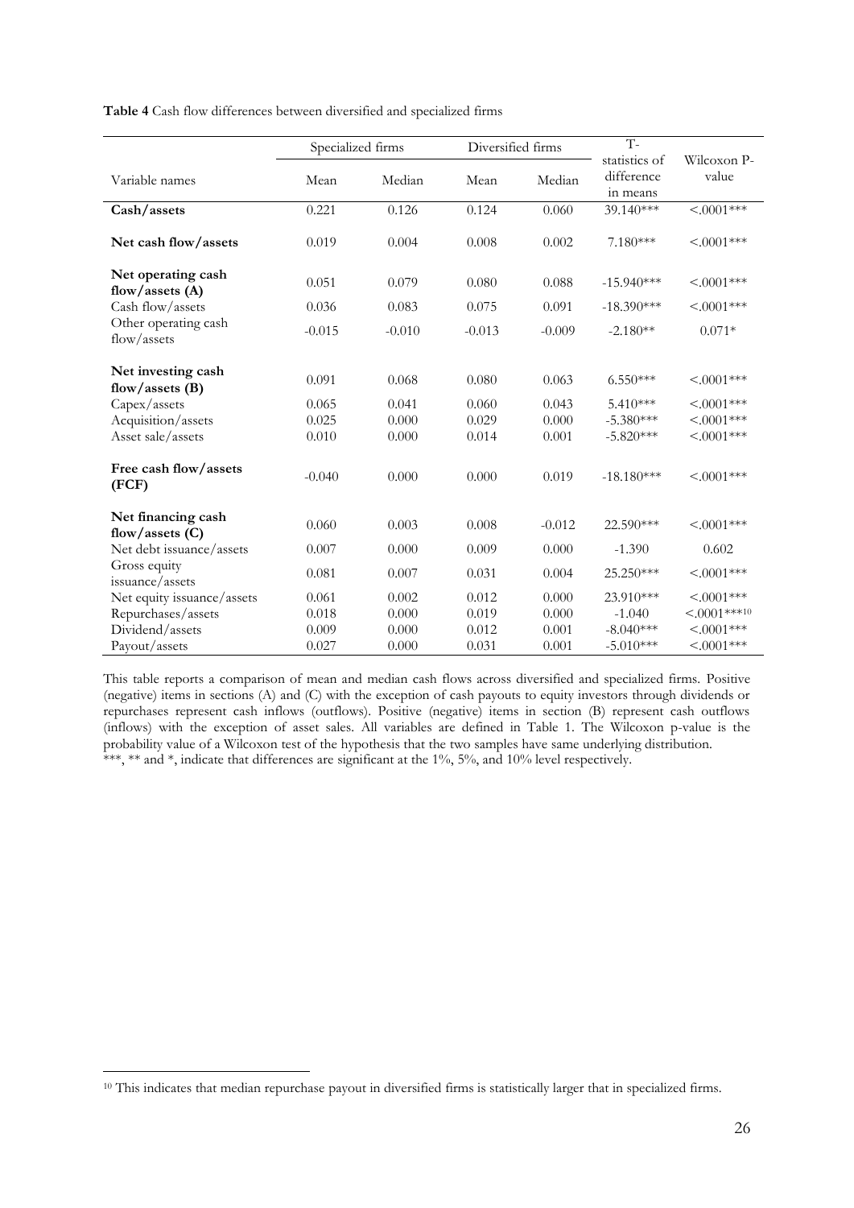**Table 4** Cash flow differences between diversified and specialized firms

| | Specialized firms | | Diversified firms | | T-statistics of difference in means | Wilcoxon P-value |
|---|---|---|---|---|---|---|
| Variable names | Mean | Median | Mean | Median | | |
| **Cash/assets** | 0.221 | 0.126 | 0.124 | 0.060 | 39.140*** | <.0001*** |
| **Net cash flow/assets** | 0.019 | 0.004 | 0.008 | 0.002 | 7.180*** | <.0001*** |
| **Net operating cash flow/assets (A)** | 0.051 | 0.079 | 0.080 | 0.088 | -15.940*** | <.0001*** |
| Cash flow/assets | 0.036 | 0.083 | 0.075 | 0.091 | -18.390*** | <.0001*** |
| Other operating cash flow/assets | -0.015 | -0.010 | -0.013 | -0.009 | -2.180** | 0.071* |
| **Net investing cash flow/assets (B)** | 0.091 | 0.068 | 0.080 | 0.063 | 6.550*** | <.0001*** |
| Capex/assets | 0.065 | 0.041 | 0.060 | 0.043 | 5.410*** | <.0001*** |
| Acquisition/assets | 0.025 | 0.000 | 0.029 | 0.000 | -5.380*** | <.0001*** |
| Asset sale/assets | 0.010 | 0.000 | 0.014 | 0.001 | -5.820*** | <.0001*** |
| **Free cash flow/assets (FCF)** | -0.040 | 0.000 | 0.000 | 0.019 | -18.180*** | <.0001*** |
| **Net financing cash flow/assets (C)** | 0.060 | 0.003 | 0.008 | -0.012 | 22.590*** | <.0001*** |
| Net debt issuance/assets | 0.007 | 0.000 | 0.009 | 0.000 | -1.390 | 0.602 |
| Gross equity issuance/assets | 0.081 | 0.007 | 0.031 | 0.004 | 25.250*** | <.0001*** |
| Net equity issuance/assets | 0.061 | 0.002 | 0.012 | 0.000 | 23.910*** | <.0001*** |
| Repurchases/assets | 0.018 | 0.000 | 0.019 | 0.000 | -1.040 | <.0001***[10] |
| Dividend/assets | 0.009 | 0.000 | 0.012 | 0.001 | -8.040*** | <.0001*** |
| Payout/assets | 0.027 | 0.000 | 0.031 | 0.001 | -5.010*** | <.0001*** |

This table reports a comparison of mean and median cash flows across diversified and specialized firms. Positive (negative) items in sections (A) and (C) with the exception of cash payouts to equity investors through dividends or repurchases represent cash inflows (outflows). Positive (negative) items in section (B) represent cash outflows (inflows) with the exception of asset sales. All variables are defined in Table 1. The Wilcoxon p-value is the probability value of a Wilcoxon test of the hypothesis that the two samples have same underlying distribution.
***, ** and *, indicate that differences are significant at the 1%, 5%, and 10% level respectively.

[10] This indicates that median repurchase payout in diversified firms is statistically larger that in specialized firms.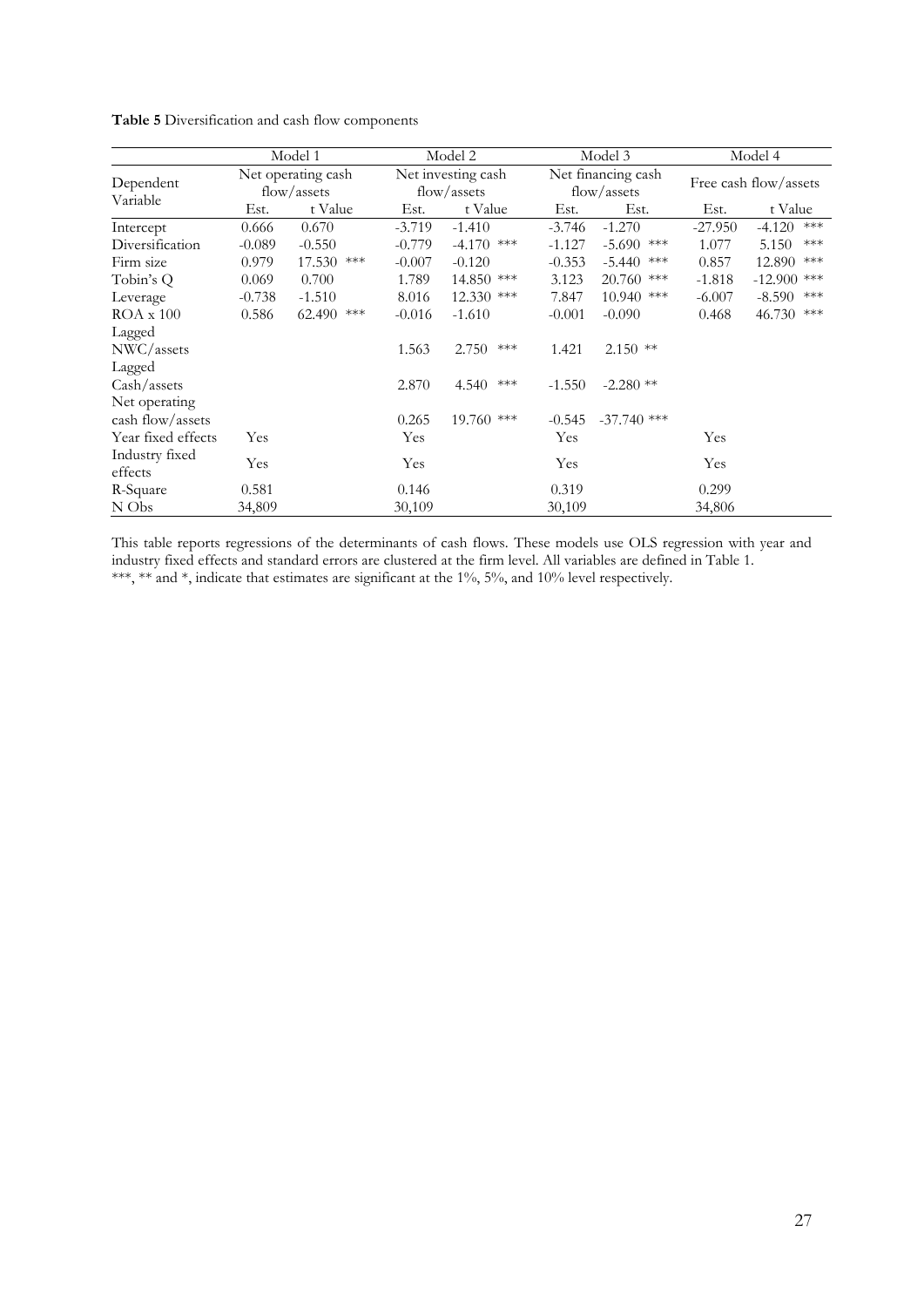**Table 5** Diversification and cash flow components

| | Model 1 | | Model 2 | | Model 3 | | Model 4 | |
|---|---|---|---|---|---|---|---|---|
| Dependent Variable | Net operating cash flow/assets | | Net investing cash flow/assets | | Net financing cash flow/assets | | Free cash flow/assets | |
| | Est. | t Value | Est. | t Value | Est. | Est. | Est. | t Value |
| Intercept | 0.666 | 0.670 | -3.719 | -1.410 | -3.746 | -1.270 | -27.950 | -4.120 *** |
| Diversification | -0.089 | -0.550 | -0.779 | -4.170 *** | -1.127 | -5.690 *** | 1.077 | 5.150 *** |
| Firm size | 0.979 | 17.530 *** | -0.007 | -0.120 | -0.353 | -5.440 *** | 0.857 | 12.890 *** |
| Tobin's Q | 0.069 | 0.700 | 1.789 | 14.850 *** | 3.123 | 20.760 *** | -1.818 | -12.900 *** |
| Leverage | -0.738 | -1.510 | 8.016 | 12.330 *** | 7.847 | 10.940 *** | -6.007 | -8.590 *** |
| ROA x 100 | 0.586 | 62.490 *** | -0.016 | -1.610 | -0.001 | -0.090 | 0.468 | 46.730 *** |
| Lagged NWC/assets | | | 1.563 | 2.750 *** | 1.421 | 2.150 ** | | |
| Lagged Cash/assets | | | 2.870 | 4.540 *** | -1.550 | -2.280 ** | | |
| Net operating cash flow/assets | | | 0.265 | 19.760 *** | -0.545 | -37.740 *** | | |
| Year fixed effects | Yes | | Yes | | Yes | | Yes | |
| Industry fixed effects | Yes | | Yes | | Yes | | Yes | |
| R-Square | 0.581 | | 0.146 | | 0.319 | | 0.299 | |
| N Obs | 34,809 | | 30,109 | | 30,109 | | 34,806 | |

This table reports regressions of the determinants of cash flows. These models use OLS regression with year and industry fixed effects and standard errors are clustered at the firm level. All variables are defined in Table 1.
***, ** and *, indicate that estimates are significant at the 1%, 5%, and 10% level respectively.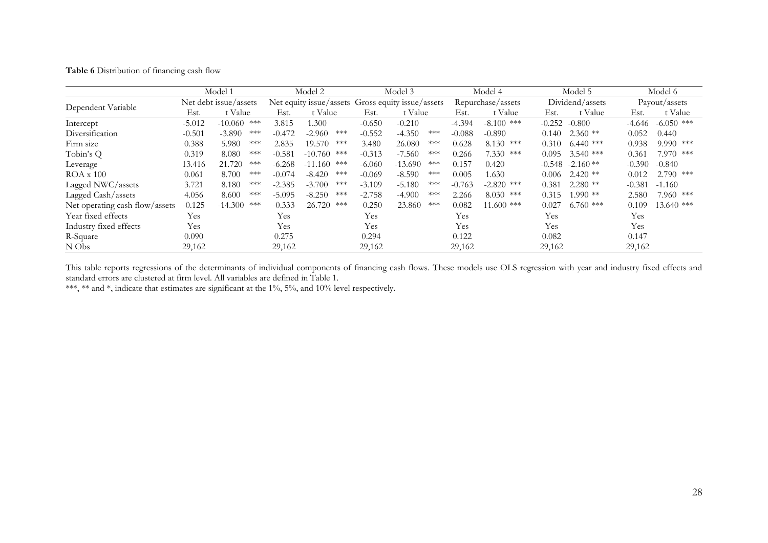**Table 6** Distribution of financing cash flow

| | Model 1 | | Model 2 | | Model 3 | | Model 4 | | Model 5 | | Model 6 | |
|---|---|---|---|---|---|---|---|---|---|---|---|---|
| Dependent Variable | Net debt issue/assets | | Net equity issue/assets | | Gross equity issue/assets | | Repurchase/assets | | Dividend/assets | | Payout/assets | |
| | Est. | t Value | Est. | t Value | Est. | t Value | Est. | t Value | Est. | t Value | Est. | t Value |
| Intercept | -5.012 | -10.060 *** | 3.815 | 1.300 | -0.650 | -0.210 | -4.394 | -8.100 *** | -0.252 | -0.800 | -4.646 | -6.050 *** |
| Diversification | -0.501 | -3.890 *** | -0.472 | -2.960 *** | -0.552 | -4.350 *** | -0.088 | -0.890 | 0.140 | 2.360 ** | 0.052 | 0.440 |
| Firm size | 0.388 | 5.980 *** | 2.835 | 19.570 *** | 3.480 | 26.080 *** | 0.628 | 8.130 *** | 0.310 | 6.440 *** | 0.938 | 9.990 *** |
| Tobin's Q | 0.319 | 8.080 *** | -0.581 | -10.760 *** | -0.313 | -7.560 *** | 0.266 | 7.330 *** | 0.095 | 3.540 *** | 0.361 | 7.970 *** |
| Leverage | 13.416 | 21.720 *** | -6.268 | -11.160 *** | -6.060 | -13.690 *** | 0.157 | 0.420 | -0.548 | -2.160 ** | -0.390 | -0.840 |
| ROA x 100 | 0.061 | 8.700 *** | -0.074 | -8.420 *** | -0.069 | -8.590 *** | 0.005 | 1.630 | 0.006 | 2.420 ** | 0.012 | 2.790 *** |
| Lagged NWC/assets | 3.721 | 8.180 *** | -2.385 | -3.700 *** | -3.109 | -5.180 *** | -0.763 | -2.820 *** | 0.381 | 2.280 ** | -0.381 | -1.160 |
| Lagged Cash/assets | 4.056 | 8.600 *** | -5.095 | -8.250 *** | -2.758 | -4.900 *** | 2.266 | 8.030 *** | 0.315 | 1.990 ** | 2.580 | 7.960 *** |
| Net operating cash flow/assets | -0.125 | -14.300 *** | -0.333 | -26.720 *** | -0.250 | -23.860 *** | 0.082 | 11.600 *** | 0.027 | 6.760 *** | 0.109 | 13.640 *** |
| Year fixed effects | Yes | | Yes | | Yes | | Yes | | Yes | | Yes | |
| Industry fixed effects | Yes | | Yes | | Yes | | Yes | | Yes | | Yes | |
| R-Square | 0.090 | | 0.275 | | 0.294 | | 0.122 | | 0.082 | | 0.147 | |
| N Obs | 29,162 | | 29,162 | | 29,162 | | 29,162 | | 29,162 | | 29,162 | |

This table reports regressions of the determinants of individual components of financing cash flows. These models use OLS regression with year and industry fixed effects and standard errors are clustered at firm level. All variables are defined in Table 1.

***, ** and *, indicate that estimates are significant at the 1%, 5%, and 10% level respectively.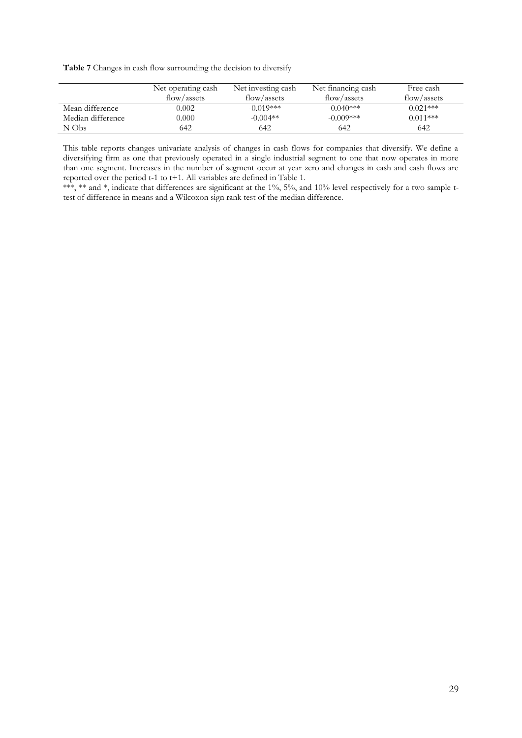**Table 7** Changes in cash flow surrounding the decision to diversify

| | Net operating cash flow/assets | Net investing cash flow/assets | Net financing cash flow/assets | Free cash flow/assets |
|---|---|---|---|---|
| Mean difference | 0.002 | -0.019*** | -0.040*** | 0.021*** |
| Median difference | 0.000 | -0.004** | -0.009*** | 0.011*** |
| N Obs | 642 | 642 | 642 | 642 |

This table reports changes univariate analysis of changes in cash flows for companies that diversify. We define a diversifying firm as one that previously operated in a single industrial segment to one that now operates in more than one segment. Increases in the number of segment occur at year zero and changes in cash and cash flows are reported over the period t-1 to t+1. All variables are defined in Table 1.

***, ** and *, indicate that differences are significant at the 1%, 5%, and 10% level respectively for a two sample t-test of difference in means and a Wilcoxon sign rank test of the median difference.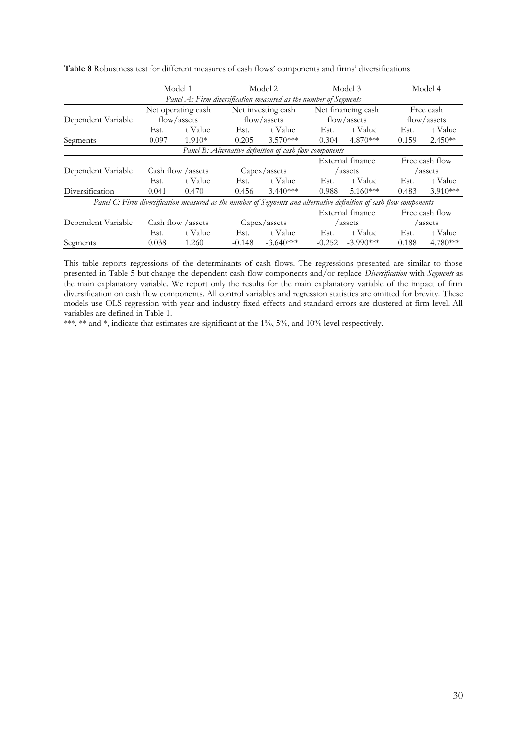**Table 8** Robustness test for different measures of cash flows' components and firms' diversifications

| | Model 1 | | Model 2 | | Model 3 | | Model 4 | |
|---|---|---|---|---|---|---|---|---|
| *Panel A: Firm diversification measured as the number of Segments* | | | | | | | | |
| Dependent Variable | Net operating cash flow/assets | | Net investing cash flow/assets | | Net financing cash flow/assets | | Free cash flow/assets | |
| | Est. | t Value | Est. | t Value | Est. | t Value | Est. | t Value |
| Segments | -0.097 | -1.910* | -0.205 | -3.570*** | -0.304 | -4.870*** | 0.159 | 2.450** |
| *Panel B: Alternative definition of cash flow components* | | | | | | | | |
| Dependent Variable | Cash flow /assets | | Capex/assets | | External finance /assets | | Free cash flow /assets | |
| | Est. | t Value | Est. | t Value | Est. | t Value | Est. | t Value |
| Diversification | 0.041 | 0.470 | -0.456 | -3.440*** | -0.988 | -5.160*** | 0.483 | 3.910*** |
| *Panel C: Firm diversification measured as the number of Segments and alternative definition of cash flow components* | | | | | | | | |
| Dependent Variable | Cash flow /assets | | Capex/assets | | External finance /assets | | Free cash flow /assets | |
| | Est. | t Value | Est. | t Value | Est. | t Value | Est. | t Value |
| Segments | 0.038 | 1.260 | -0.148 | -3.640*** | -0.252 | -3.990*** | 0.188 | 4.780*** |

This table reports regressions of the determinants of cash flows. The regressions presented are similar to those presented in Table 5 but change the dependent cash flow components and/or replace *Diversification* with *Segments* as the main explanatory variable. We report only the results for the main explanatory variable of the impact of firm diversification on cash flow components. All control variables and regression statistics are omitted for brevity. These models use OLS regression with year and industry fixed effects and standard errors are clustered at firm level. All variables are defined in Table 1.

***, ** and *, indicate that estimates are significant at the 1%, 5%, and 10% level respectively.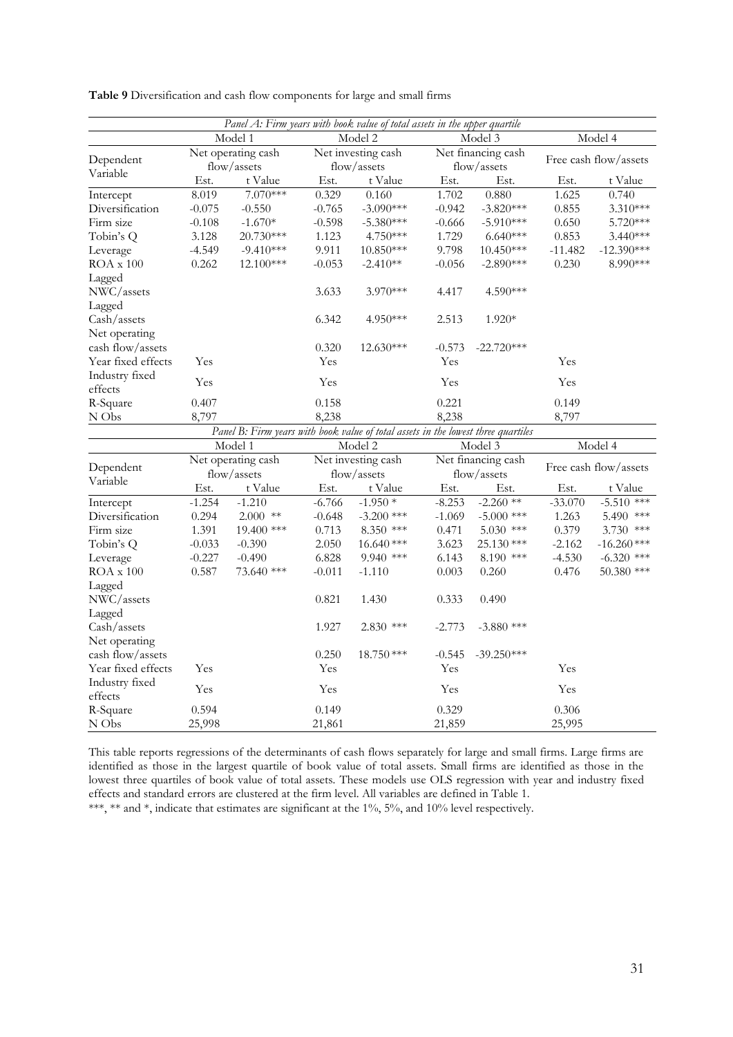**Table 9** Diversification and cash flow components for large and small firms

| *Panel A: Firm years with book value of total assets in the upper quartile* | | | | | | | | |
|---|---|---|---|---|---|---|---|---|
| | Model 1 | | Model 2 | | Model 3 | | Model 4 | |
| Dependent Variable | Net operating cash flow/assets | | Net investing cash flow/assets | | Net financing cash flow/assets | | Free cash flow/assets | |
| | Est. | t Value | Est. | t Value | Est. | Est. | Est. | t Value |
| Intercept | 8.019 | 7.070*** | 0.329 | 0.160 | 1.702 | 0.880 | 1.625 | 0.740 |
| Diversification | -0.075 | -0.550 | -0.765 | -3.090*** | -0.942 | -3.820*** | 0.855 | 3.310*** |
| Firm size | -0.108 | -1.670* | -0.598 | -5.380*** | -0.666 | -5.910*** | 0.650 | 5.720*** |
| Tobin's Q | 3.128 | 20.730*** | 1.123 | 4.750*** | 1.729 | 6.640*** | 0.853 | 3.440*** |
| Leverage | -4.549 | -9.410*** | 9.911 | 10.850*** | 9.798 | 10.450*** | -11.482 | -12.390*** |
| ROA x 100 | 0.262 | 12.100*** | -0.053 | -2.410** | -0.056 | -2.890*** | 0.230 | 8.990*** |
| Lagged NWC/assets | | | 3.633 | 3.970*** | 4.417 | 4.590*** | | |
| Lagged Cash/assets | | | 6.342 | 4.950*** | 2.513 | 1.920* | | |
| Net operating cash flow/assets | | | 0.320 | 12.630*** | -0.573 | -22.720*** | | |
| Year fixed effects | Yes | | Yes | | Yes | | Yes | |
| Industry fixed effects | Yes | | Yes | | Yes | | Yes | |
| R-Square | 0.407 | | 0.158 | | 0.221 | | 0.149 | |
| N Obs | 8,797 | | 8,238 | | 8,238 | | 8,797 | |
| *Panel B: Firm years with book value of total assets in the lowest three quartiles* | | | | | | | | |
| | Model 1 | | Model 2 | | Model 3 | | Model 4 | |
| Dependent Variable | Net operating cash flow/assets | | Net investing cash flow/assets | | Net financing cash flow/assets | | Free cash flow/assets | |
| | Est. | t Value | Est. | t Value | Est. | Est. | Est. | t Value |
| Intercept | -1.254 | -1.210 | -6.766 | -1.950 * | -8.253 | -2.260 ** | -33.070 | -5.510 *** |
| Diversification | 0.294 | 2.000 ** | -0.648 | -3.200 *** | -1.069 | -5.000 *** | 1.263 | 5.490 *** |
| Firm size | 1.391 | 19.400 *** | 0.713 | 8.350 *** | 0.471 | 5.030 *** | 0.379 | 3.730 *** |
| Tobin's Q | -0.033 | -0.390 | 2.050 | 16.640 *** | 3.623 | 25.130 *** | -2.162 | -16.260 *** |
| Leverage | -0.227 | -0.490 | 6.828 | 9.940 *** | 6.143 | 8.190 *** | -4.530 | -6.320 *** |
| ROA x 100 | 0.587 | 73.640 *** | -0.011 | -1.110 | 0.003 | 0.260 | 0.476 | 50.380 *** |
| Lagged NWC/assets | | | 0.821 | 1.430 | 0.333 | 0.490 | | |
| Lagged Cash/assets | | | 1.927 | 2.830 *** | -2.773 | -3.880 *** | | |
| Net operating cash flow/assets | | | 0.250 | 18.750 *** | -0.545 | -39.250*** | | |
| Year fixed effects | Yes | | Yes | | Yes | | Yes | |
| Industry fixed effects | Yes | | Yes | | Yes | | Yes | |
| R-Square | 0.594 | | 0.149 | | 0.329 | | 0.306 | |
| N Obs | 25,998 | | 21,861 | | 21,859 | | 25,995 | |

This table reports regressions of the determinants of cash flows separately for large and small firms. Large firms are identified as those in the largest quartile of book value of total assets. Small firms are identified as those in the lowest three quartiles of book value of total assets. These models use OLS regression with year and industry fixed effects and standard errors are clustered at the firm level. All variables are defined in Table 1.

***, ** and *, indicate that estimates are significant at the 1%, 5%, and 10% level respectively.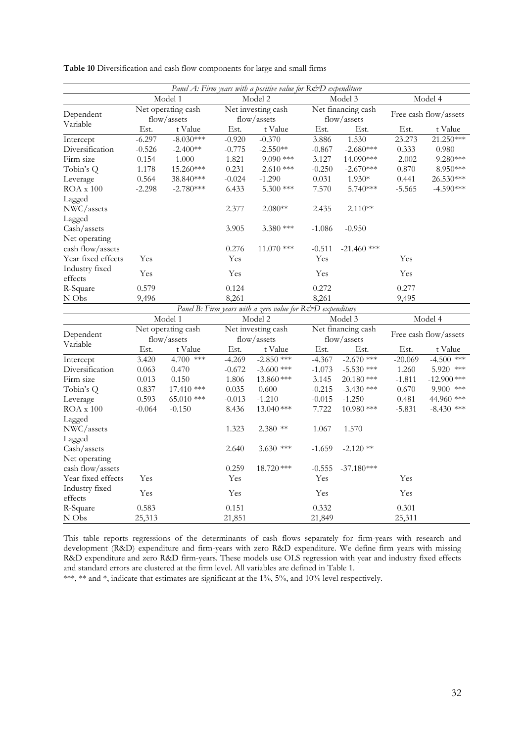**Table 10** Diversification and cash flow components for large and small firms

| *Panel A: Firm years with a positive value for R&D expenditure* | | | | | | | | |
|---|---|---|---|---|---|---|---|---|
| | Model 1 | | Model 2 | | Model 3 | | Model 4 | |
| Dependent Variable | Net operating cash flow/assets | | Net investing cash flow/assets | | Net financing cash flow/assets | | Free cash flow/assets | |
| | Est. | t Value | Est. | t Value | Est. | Est. | Est. | t Value |
| Intercept | -6.297 | -8.030*** | -0.920 | -0.370 | 3.886 | 1.530 | 23.273 | 21.250*** |
| Diversification | -0.526 | -2.400** | -0.775 | -2.550** | -0.867 | -2.680*** | 0.333 | 0.980 |
| Firm size | 0.154 | 1.000 | 1.821 | 9.090 *** | 3.127 | 14.090*** | -2.002 | -9.280*** |
| Tobin's Q | 1.178 | 15.260*** | 0.231 | 2.610 *** | -0.250 | -2.670*** | 0.870 | 8.950*** |
| Leverage | 0.564 | 38.840*** | -0.024 | -1.290 | 0.031 | 1.930* | 0.441 | 26.530*** |
| ROA x 100 | -2.298 | -2.780*** | 6.433 | 5.300 *** | 7.570 | 5.740*** | -5.565 | -4.590*** |
| Lagged NWC/assets | | | 2.377 | 2.080** | 2.435 | 2.110** | | |
| Lagged Cash/assets | | | 3.905 | 3.380 *** | -1.086 | -0.950 | | |
| Net operating cash flow/assets | | | 0.276 | 11.070 *** | -0.511 | -21.460 *** | | |
| Year fixed effects | Yes | | Yes | | Yes | | Yes | |
| Industry fixed effects | Yes | | Yes | | Yes | | Yes | |
| R-Square | 0.579 | | 0.124 | | 0.272 | | 0.277 | |
| N Obs | 9,496 | | 8,261 | | 8,261 | | 9,495 | |
| *Panel B: Firm years with a zero value for R&D expenditure* | | | | | | | | |
| | Model 1 | | Model 2 | | Model 3 | | Model 4 | |
| Dependent Variable | Net operating cash flow/assets | | Net investing cash flow/assets | | Net financing cash flow/assets | | Free cash flow/assets | |
| | Est. | t Value | Est. | t Value | Est. | Est. | Est. | t Value |
| Intercept | 3.420 | 4.700 *** | -4.269 | -2.850 *** | -4.367 | -2.670 *** | -20.069 | -4.500 *** |
| Diversification | 0.063 | 0.470 | -0.672 | -3.600 *** | -1.073 | -5.530 *** | 1.260 | 5.920 *** |
| Firm size | 0.013 | 0.150 | 1.806 | 13.860 *** | 3.145 | 20.180 *** | -1.811 | -12.900 *** |
| Tobin's Q | 0.837 | 17.410 *** | 0.035 | 0.600 | -0.215 | -3.430 *** | 0.670 | 9.900 *** |
| Leverage | 0.593 | 65.010 *** | -0.013 | -1.210 | -0.015 | -1.250 | 0.481 | 44.960 *** |
| ROA x 100 | -0.064 | -0.150 | 8.436 | 13.040 *** | 7.722 | 10.980 *** | -5.831 | -8.430 *** |
| Lagged NWC/assets | | | 1.323 | 2.380 ** | 1.067 | 1.570 | | |
| Lagged Cash/assets | | | 2.640 | 3.630 *** | -1.659 | -2.120 ** | | |
| Net operating cash flow/assets | | | 0.259 | 18.720 *** | -0.555 | -37.180*** | | |
| Year fixed effects | Yes | | Yes | | Yes | | Yes | |
| Industry fixed effects | Yes | | Yes | | Yes | | Yes | |
| R-Square | 0.583 | | 0.151 | | 0.332 | | 0.301 | |
| N Obs | 25,313 | | 21,851 | | 21,849 | | 25,311 | |

This table reports regressions of the determinants of cash flows separately for firm-years with research and development (R&D) expenditure and firm-years with zero R&D expenditure. We define firm years with missing R&D expenditure and zero R&D firm-years. These models use OLS regression with year and industry fixed effects and standard errors are clustered at the firm level. All variables are defined in Table 1.

***, ** and *, indicate that estimates are significant at the 1%, 5%, and 10% level respectively.